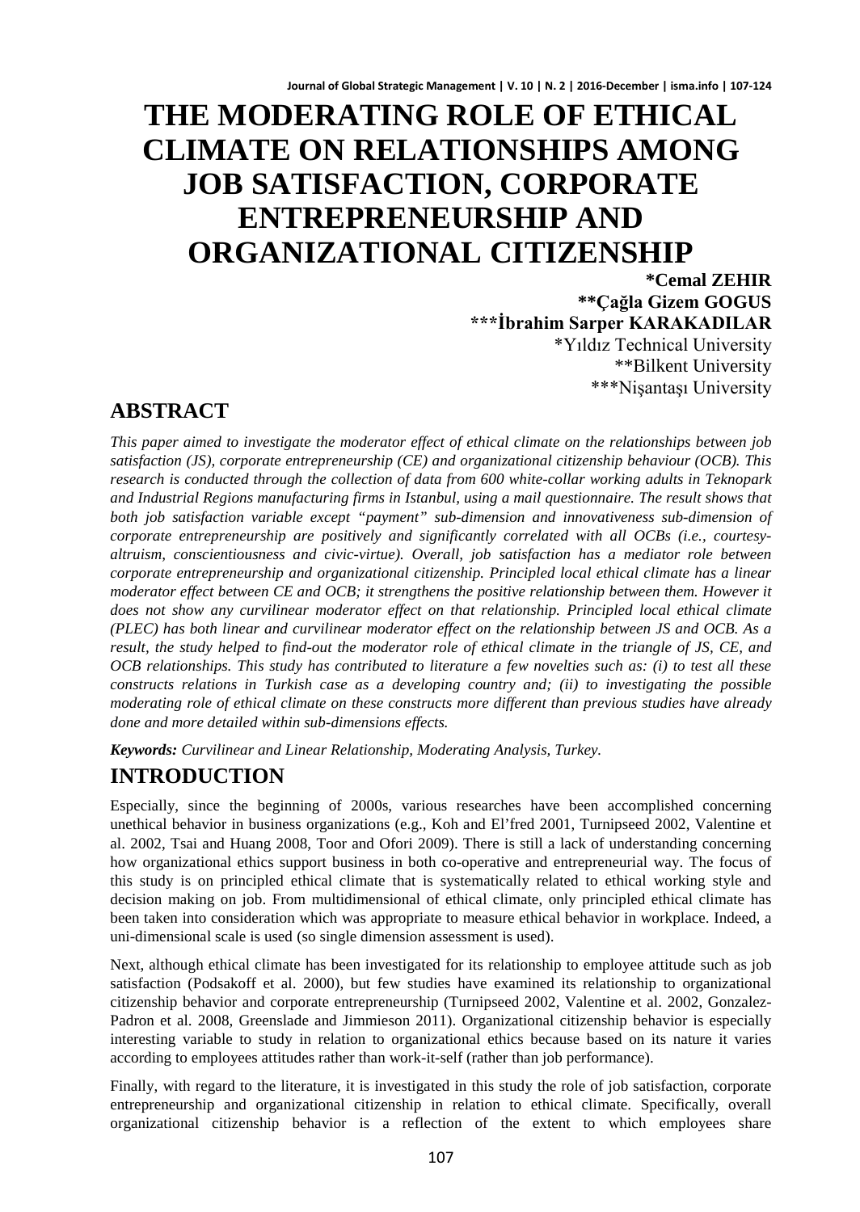# THE MODERATING ROLE OF ETHICAL CLIMATE ON RELATIONSHIPS AMONG JOB SATISFACTION, CORPORATE ENTREPRENEURSHIP AND ORGANIZATIONAL CITIZENSHIP

**\*Cemal ZEHIR**
**\*\*Çağla Gizem GOGUS**
**\*\*\*İbrahim Sarper KARAKADILAR**

\*Yıldız Technical University
\*\*Bilkent University
\*\*\*Nişantaşı University

## ABSTRACT

*This paper aimed to investigate the moderator effect of ethical climate on the relationships between job satisfaction (JS), corporate entrepreneurship (CE) and organizational citizenship behaviour (OCB). This research is conducted through the collection of data from 600 white-collar working adults in Teknopark and Industrial Regions manufacturing firms in Istanbul, using a mail questionnaire. The result shows that both job satisfaction variable except "payment" sub-dimension and innovativeness sub-dimension of corporate entrepreneurship are positively and significantly correlated with all OCBs (i.e., courtesy-altruism, conscientiousness and civic-virtue). Overall, job satisfaction has a mediator role between corporate entrepreneurship and organizational citizenship. Principled local ethical climate has a linear moderator effect between CE and OCB; it strengthens the positive relationship between them. However it does not show any curvilinear moderator effect on that relationship. Principled local ethical climate (PLEC) has both linear and curvilinear moderator effect on the relationship between JS and OCB. As a result, the study helped to find-out the moderator role of ethical climate in the triangle of JS, CE, and OCB relationships. This study has contributed to literature a few novelties such as: (i) to test all these constructs relations in Turkish case as a developing country and; (ii) to investigating the possible moderating role of ethical climate on these constructs more different than previous studies have already done and more detailed within sub-dimensions effects.*

***Keywords:*** *Curvilinear and Linear Relationship, Moderating Analysis, Turkey.*

## INTRODUCTION

Especially, since the beginning of 2000s, various researches have been accomplished concerning unethical behavior in business organizations (e.g., Koh and El'fred 2001, Turnipseed 2002, Valentine et al. 2002, Tsai and Huang 2008, Toor and Ofori 2009). There is still a lack of understanding concerning how organizational ethics support business in both co-operative and entrepreneurial way. The focus of this study is on principled ethical climate that is systematically related to ethical working style and decision making on job. From multidimensional of ethical climate, only principled ethical climate has been taken into consideration which was appropriate to measure ethical behavior in workplace. Indeed, a uni-dimensional scale is used (so single dimension assessment is used).

Next, although ethical climate has been investigated for its relationship to employee attitude such as job satisfaction (Podsakoff et al. 2000), but few studies have examined its relationship to organizational citizenship behavior and corporate entrepreneurship (Turnipseed 2002, Valentine et al. 2002, Gonzalez-Padron et al. 2008, Greenslade and Jimmieson 2011). Organizational citizenship behavior is especially interesting variable to study in relation to organizational ethics because based on its nature it varies according to employees attitudes rather than work-it-self (rather than job performance).

Finally, with regard to the literature, it is investigated in this study the role of job satisfaction, corporate entrepreneurship and organizational citizenship in relation to ethical climate. Specifically, overall organizational citizenship behavior is a reflection of the extent to which employees share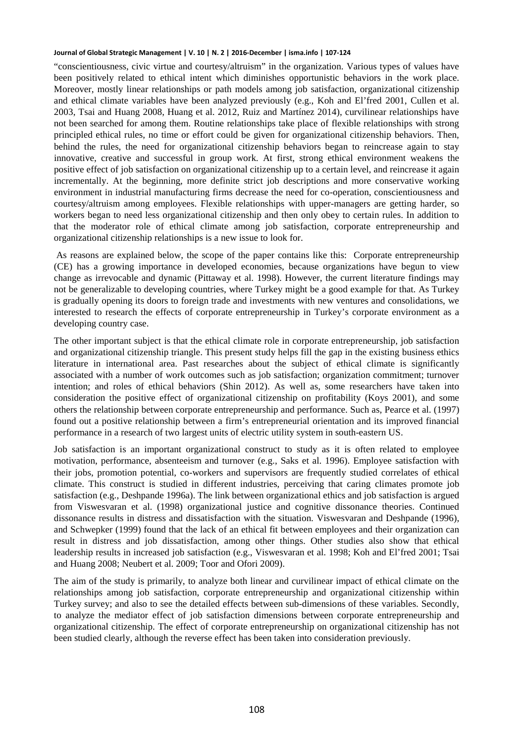"conscientiousness, civic virtue and courtesy/altruism" in the organization. Various types of values have been positively related to ethical intent which diminishes opportunistic behaviors in the work place. Moreover, mostly linear relationships or path models among job satisfaction, organizational citizenship and ethical climate variables have been analyzed previously (e.g., Koh and El'fred 2001, Cullen et al. 2003, Tsai and Huang 2008, Huang et al. 2012, Ruiz and Martínez 2014), curvilinear relationships have not been searched for among them. Routine relationships take place of flexible relationships with strong principled ethical rules, no time or effort could be given for organizational citizenship behaviors. Then, behind the rules, the need for organizational citizenship behaviors began to reincrease again to stay innovative, creative and successful in group work. At first, strong ethical environment weakens the positive effect of job satisfaction on organizational citizenship up to a certain level, and reincrease it again incrementally. At the beginning, more definite strict job descriptions and more conservative working environment in industrial manufacturing firms decrease the need for co-operation, conscientiousness and courtesy/altruism among employees. Flexible relationships with upper-managers are getting harder, so workers began to need less organizational citizenship and then only obey to certain rules. In addition to that the moderator role of ethical climate among job satisfaction, corporate entrepreneurship and organizational citizenship relationships is a new issue to look for.

As reasons are explained below, the scope of the paper contains like this: Corporate entrepreneurship (CE) has a growing importance in developed economies, because organizations have begun to view change as irrevocable and dynamic (Pittaway et al. 1998). However, the current literature findings may not be generalizable to developing countries, where Turkey might be a good example for that. As Turkey is gradually opening its doors to foreign trade and investments with new ventures and consolidations, we interested to research the effects of corporate entrepreneurship in Turkey's corporate environment as a developing country case.

The other important subject is that the ethical climate role in corporate entrepreneurship, job satisfaction and organizational citizenship triangle. This present study helps fill the gap in the existing business ethics literature in international area. Past researches about the subject of ethical climate is significantly associated with a number of work outcomes such as job satisfaction; organization commitment; turnover intention; and roles of ethical behaviors (Shin 2012). As well as, some researchers have taken into consideration the positive effect of organizational citizenship on profitability (Koys 2001), and some others the relationship between corporate entrepreneurship and performance. Such as, Pearce et al. (1997) found out a positive relationship between a firm's entrepreneurial orientation and its improved financial performance in a research of two largest units of electric utility system in south-eastern US.

Job satisfaction is an important organizational construct to study as it is often related to employee motivation, performance, absenteeism and turnover (e.g., Saks et al. 1996). Employee satisfaction with their jobs, promotion potential, co-workers and supervisors are frequently studied correlates of ethical climate. This construct is studied in different industries, perceiving that caring climates promote job satisfaction (e.g., Deshpande 1996a). The link between organizational ethics and job satisfaction is argued from Viswesvaran et al. (1998) organizational justice and cognitive dissonance theories. Continued dissonance results in distress and dissatisfaction with the situation. Viswesvaran and Deshpande (1996), and Schwepker (1999) found that the lack of an ethical fit between employees and their organization can result in distress and job dissatisfaction, among other things. Other studies also show that ethical leadership results in increased job satisfaction (e.g., Viswesvaran et al. 1998; Koh and El'fred 2001; Tsai and Huang 2008; Neubert et al. 2009; Toor and Ofori 2009).

The aim of the study is primarily, to analyze both linear and curvilinear impact of ethical climate on the relationships among job satisfaction, corporate entrepreneurship and organizational citizenship within Turkey survey; and also to see the detailed effects between sub-dimensions of these variables. Secondly, to analyze the mediator effect of job satisfaction dimensions between corporate entrepreneurship and organizational citizenship. The effect of corporate entrepreneurship on organizational citizenship has not been studied clearly, although the reverse effect has been taken into consideration previously.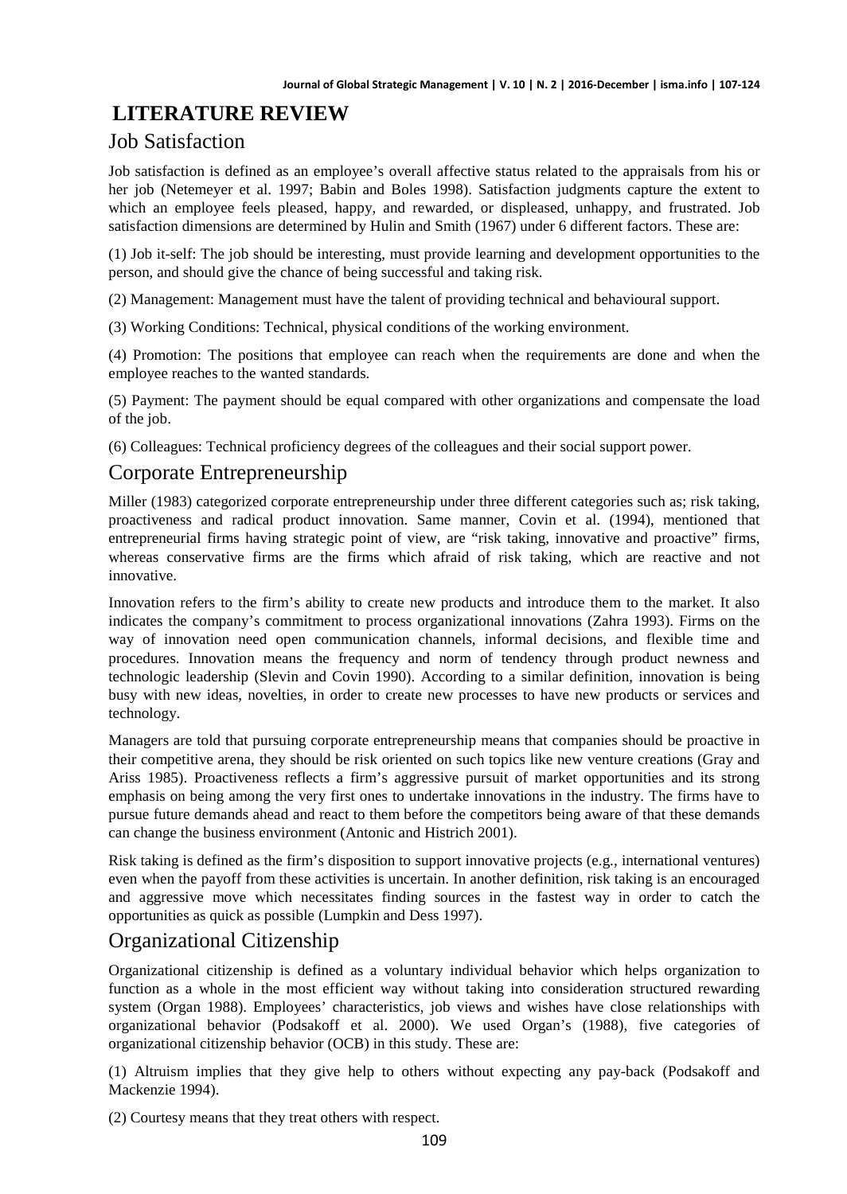# LITERATURE REVIEW

## Job Satisfaction

Job satisfaction is defined as an employee's overall affective status related to the appraisals from his or her job (Netemeyer et al. 1997; Babin and Boles 1998). Satisfaction judgments capture the extent to which an employee feels pleased, happy, and rewarded, or displeased, unhappy, and frustrated. Job satisfaction dimensions are determined by Hulin and Smith (1967) under 6 different factors. These are:

(1) Job it-self: The job should be interesting, must provide learning and development opportunities to the person, and should give the chance of being successful and taking risk.

(2) Management: Management must have the talent of providing technical and behavioural support.

(3) Working Conditions: Technical, physical conditions of the working environment.

(4) Promotion: The positions that employee can reach when the requirements are done and when the employee reaches to the wanted standards.

(5) Payment: The payment should be equal compared with other organizations and compensate the load of the job.

(6) Colleagues: Technical proficiency degrees of the colleagues and their social support power.

## Corporate Entrepreneurship

Miller (1983) categorized corporate entrepreneurship under three different categories such as; risk taking, proactiveness and radical product innovation. Same manner, Covin et al. (1994), mentioned that entrepreneurial firms having strategic point of view, are "risk taking, innovative and proactive" firms, whereas conservative firms are the firms which afraid of risk taking, which are reactive and not innovative.

Innovation refers to the firm's ability to create new products and introduce them to the market. It also indicates the company's commitment to process organizational innovations (Zahra 1993). Firms on the way of innovation need open communication channels, informal decisions, and flexible time and procedures. Innovation means the frequency and norm of tendency through product newness and technologic leadership (Slevin and Covin 1990). According to a similar definition, innovation is being busy with new ideas, novelties, in order to create new processes to have new products or services and technology.

Managers are told that pursuing corporate entrepreneurship means that companies should be proactive in their competitive arena, they should be risk oriented on such topics like new venture creations (Gray and Ariss 1985). Proactiveness reflects a firm's aggressive pursuit of market opportunities and its strong emphasis on being among the very first ones to undertake innovations in the industry. The firms have to pursue future demands ahead and react to them before the competitors being aware of that these demands can change the business environment (Antonic and Histrich 2001).

Risk taking is defined as the firm's disposition to support innovative projects (e.g., international ventures) even when the payoff from these activities is uncertain. In another definition, risk taking is an encouraged and aggressive move which necessitates finding sources in the fastest way in order to catch the opportunities as quick as possible (Lumpkin and Dess 1997).

## Organizational Citizenship

Organizational citizenship is defined as a voluntary individual behavior which helps organization to function as a whole in the most efficient way without taking into consideration structured rewarding system (Organ 1988). Employees' characteristics, job views and wishes have close relationships with organizational behavior (Podsakoff et al. 2000). We used Organ's (1988), five categories of organizational citizenship behavior (OCB) in this study. These are:

(1) Altruism implies that they give help to others without expecting any pay-back (Podsakoff and Mackenzie 1994).

(2) Courtesy means that they treat others with respect.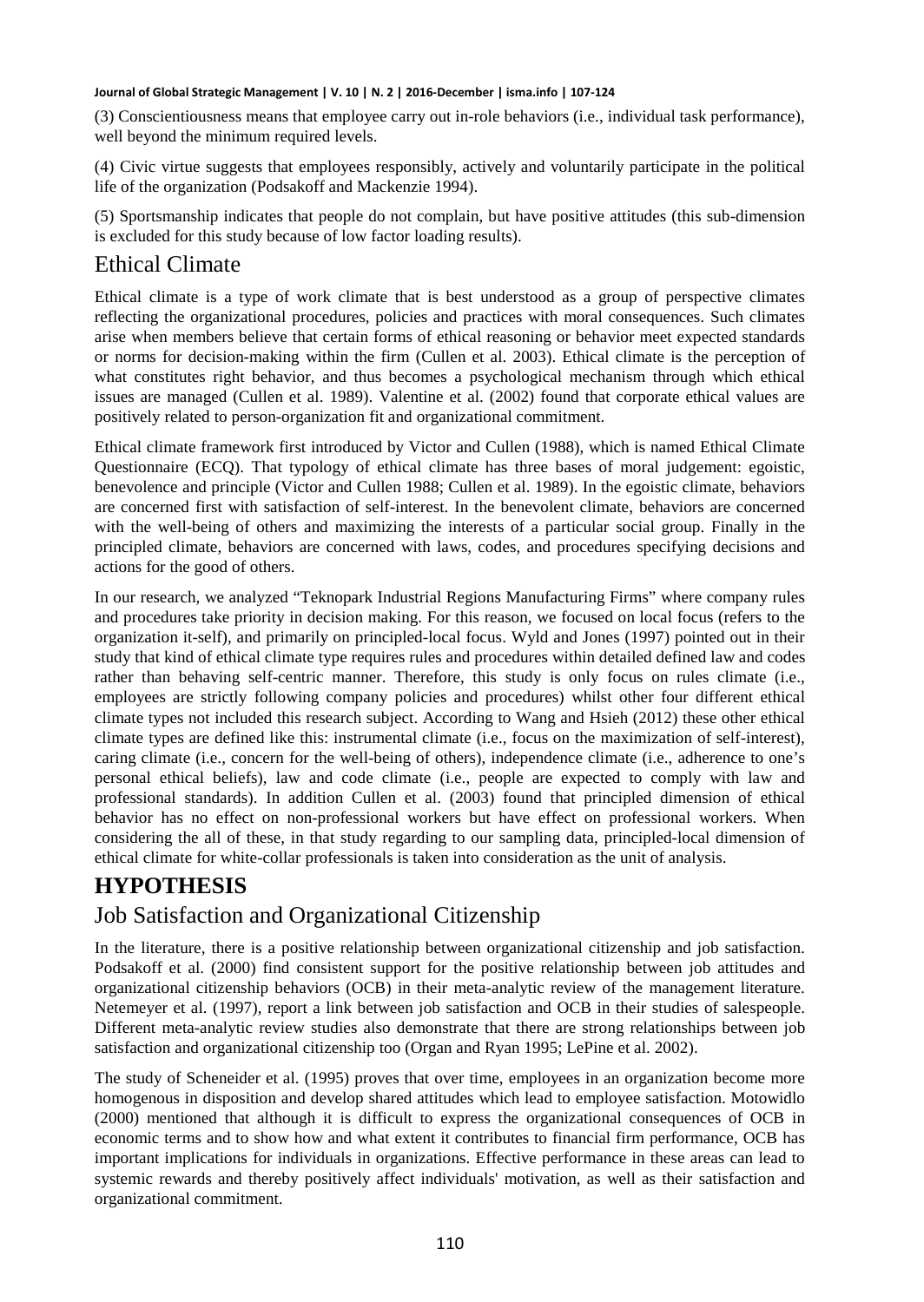(3) Conscientiousness means that employee carry out in-role behaviors (i.e., individual task performance), well beyond the minimum required levels.

(4) Civic virtue suggests that employees responsibly, actively and voluntarily participate in the political life of the organization (Podsakoff and Mackenzie 1994).

(5) Sportsmanship indicates that people do not complain, but have positive attitudes (this sub-dimension is excluded for this study because of low factor loading results).

## Ethical Climate

Ethical climate is a type of work climate that is best understood as a group of perspective climates reflecting the organizational procedures, policies and practices with moral consequences. Such climates arise when members believe that certain forms of ethical reasoning or behavior meet expected standards or norms for decision-making within the firm (Cullen et al. 2003). Ethical climate is the perception of what constitutes right behavior, and thus becomes a psychological mechanism through which ethical issues are managed (Cullen et al. 1989). Valentine et al. (2002) found that corporate ethical values are positively related to person-organization fit and organizational commitment.

Ethical climate framework first introduced by Victor and Cullen (1988), which is named Ethical Climate Questionnaire (ECQ). That typology of ethical climate has three bases of moral judgement: egoistic, benevolence and principle (Victor and Cullen 1988; Cullen et al. 1989). In the egoistic climate, behaviors are concerned first with satisfaction of self-interest. In the benevolent climate, behaviors are concerned with the well-being of others and maximizing the interests of a particular social group. Finally in the principled climate, behaviors are concerned with laws, codes, and procedures specifying decisions and actions for the good of others.

In our research, we analyzed "Teknopark Industrial Regions Manufacturing Firms" where company rules and procedures take priority in decision making. For this reason, we focused on local focus (refers to the organization it-self), and primarily on principled-local focus. Wyld and Jones (1997) pointed out in their study that kind of ethical climate type requires rules and procedures within detailed defined law and codes rather than behaving self-centric manner. Therefore, this study is only focus on rules climate (i.e., employees are strictly following company policies and procedures) whilst other four different ethical climate types not included this research subject. According to Wang and Hsieh (2012) these other ethical climate types are defined like this: instrumental climate (i.e., focus on the maximization of self-interest), caring climate (i.e., concern for the well-being of others), independence climate (i.e., adherence to one's personal ethical beliefs), law and code climate (i.e., people are expected to comply with law and professional standards). In addition Cullen et al. (2003) found that principled dimension of ethical behavior has no effect on non-professional workers but have effect on professional workers. When considering the all of these, in that study regarding to our sampling data, principled-local dimension of ethical climate for white-collar professionals is taken into consideration as the unit of analysis.

# HYPOTHESIS

## Job Satisfaction and Organizational Citizenship

In the literature, there is a positive relationship between organizational citizenship and job satisfaction. Podsakoff et al. (2000) find consistent support for the positive relationship between job attitudes and organizational citizenship behaviors (OCB) in their meta-analytic review of the management literature. Netemeyer et al. (1997), report a link between job satisfaction and OCB in their studies of salespeople. Different meta-analytic review studies also demonstrate that there are strong relationships between job satisfaction and organizational citizenship too (Organ and Ryan 1995; LePine et al. 2002).

The study of Scheneider et al. (1995) proves that over time, employees in an organization become more homogenous in disposition and develop shared attitudes which lead to employee satisfaction. Motowidlo (2000) mentioned that although it is difficult to express the organizational consequences of OCB in economic terms and to show how and what extent it contributes to financial firm performance, OCB has important implications for individuals in organizations. Effective performance in these areas can lead to systemic rewards and thereby positively affect individuals' motivation, as well as their satisfaction and organizational commitment.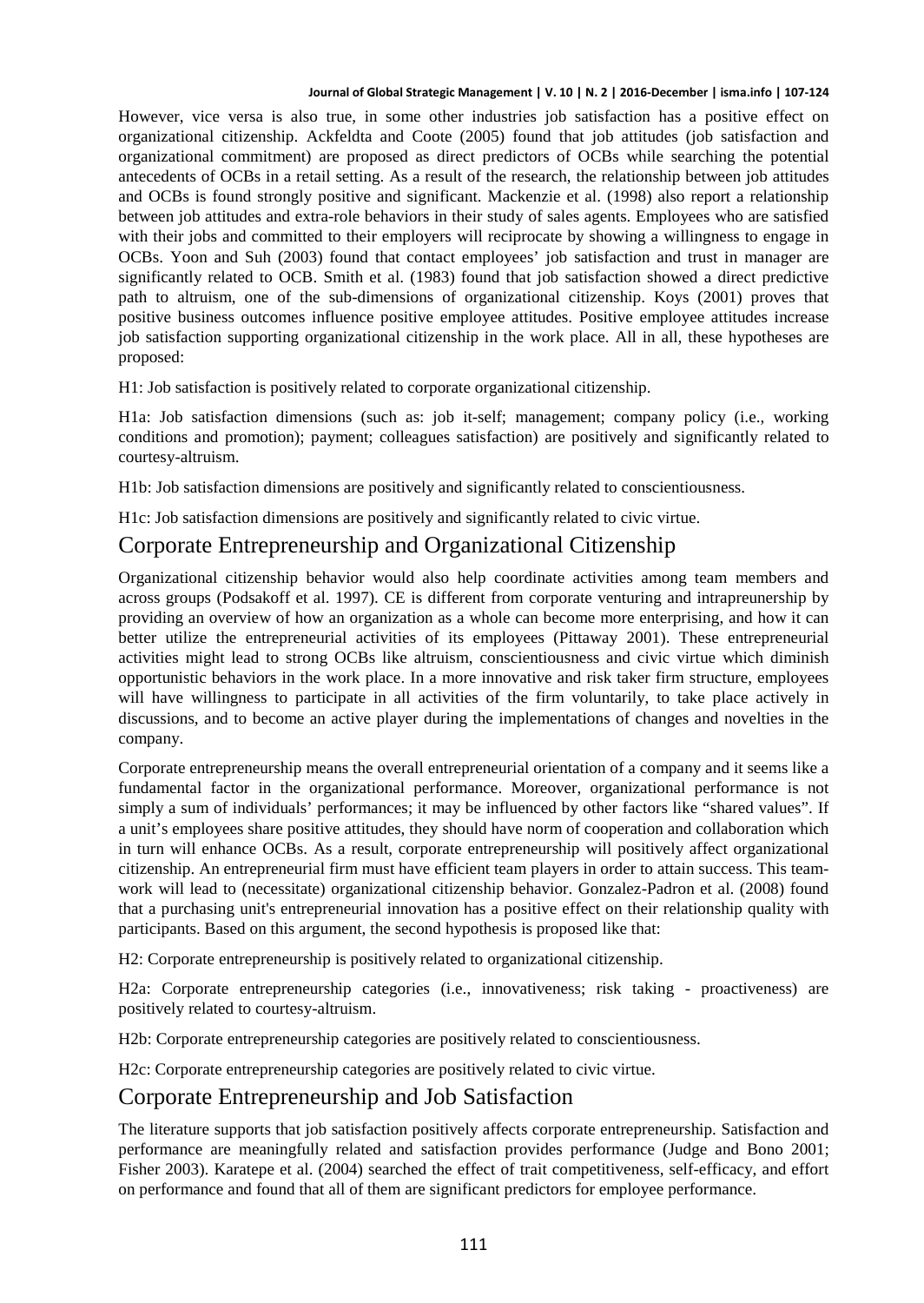However, vice versa is also true, in some other industries job satisfaction has a positive effect on organizational citizenship. Ackfeldta and Coote (2005) found that job attitudes (job satisfaction and organizational commitment) are proposed as direct predictors of OCBs while searching the potential antecedents of OCBs in a retail setting. As a result of the research, the relationship between job attitudes and OCBs is found strongly positive and significant. Mackenzie et al. (1998) also report a relationship between job attitudes and extra-role behaviors in their study of sales agents. Employees who are satisfied with their jobs and committed to their employers will reciprocate by showing a willingness to engage in OCBs. Yoon and Suh (2003) found that contact employees' job satisfaction and trust in manager are significantly related to OCB. Smith et al. (1983) found that job satisfaction showed a direct predictive path to altruism, one of the sub-dimensions of organizational citizenship. Koys (2001) proves that positive business outcomes influence positive employee attitudes. Positive employee attitudes increase job satisfaction supporting organizational citizenship in the work place. All in all, these hypotheses are proposed:

H1: Job satisfaction is positively related to corporate organizational citizenship.

H1a: Job satisfaction dimensions (such as: job it-self; management; company policy (i.e., working conditions and promotion); payment; colleagues satisfaction) are positively and significantly related to courtesy-altruism.

H1b: Job satisfaction dimensions are positively and significantly related to conscientiousness.

H1c: Job satisfaction dimensions are positively and significantly related to civic virtue.

## Corporate Entrepreneurship and Organizational Citizenship

Organizational citizenship behavior would also help coordinate activities among team members and across groups (Podsakoff et al. 1997). CE is different from corporate venturing and intrapreunership by providing an overview of how an organization as a whole can become more enterprising, and how it can better utilize the entrepreneurial activities of its employees (Pittaway 2001). These entrepreneurial activities might lead to strong OCBs like altruism, conscientiousness and civic virtue which diminish opportunistic behaviors in the work place. In a more innovative and risk taker firm structure, employees will have willingness to participate in all activities of the firm voluntarily, to take place actively in discussions, and to become an active player during the implementations of changes and novelties in the company.

Corporate entrepreneurship means the overall entrepreneurial orientation of a company and it seems like a fundamental factor in the organizational performance. Moreover, organizational performance is not simply a sum of individuals' performances; it may be influenced by other factors like "shared values". If a unit's employees share positive attitudes, they should have norm of cooperation and collaboration which in turn will enhance OCBs. As a result, corporate entrepreneurship will positively affect organizational citizenship. An entrepreneurial firm must have efficient team players in order to attain success. This team-work will lead to (necessitate) organizational citizenship behavior. Gonzalez-Padron et al. (2008) found that a purchasing unit's entrepreneurial innovation has a positive effect on their relationship quality with participants. Based on this argument, the second hypothesis is proposed like that:

H2: Corporate entrepreneurship is positively related to organizational citizenship.

H2a: Corporate entrepreneurship categories (i.e., innovativeness; risk taking - proactiveness) are positively related to courtesy-altruism.

H2b: Corporate entrepreneurship categories are positively related to conscientiousness.

H2c: Corporate entrepreneurship categories are positively related to civic virtue.

## Corporate Entrepreneurship and Job Satisfaction

The literature supports that job satisfaction positively affects corporate entrepreneurship. Satisfaction and performance are meaningfully related and satisfaction provides performance (Judge and Bono 2001; Fisher 2003). Karatepe et al. (2004) searched the effect of trait competitiveness, self-efficacy, and effort on performance and found that all of them are significant predictors for employee performance.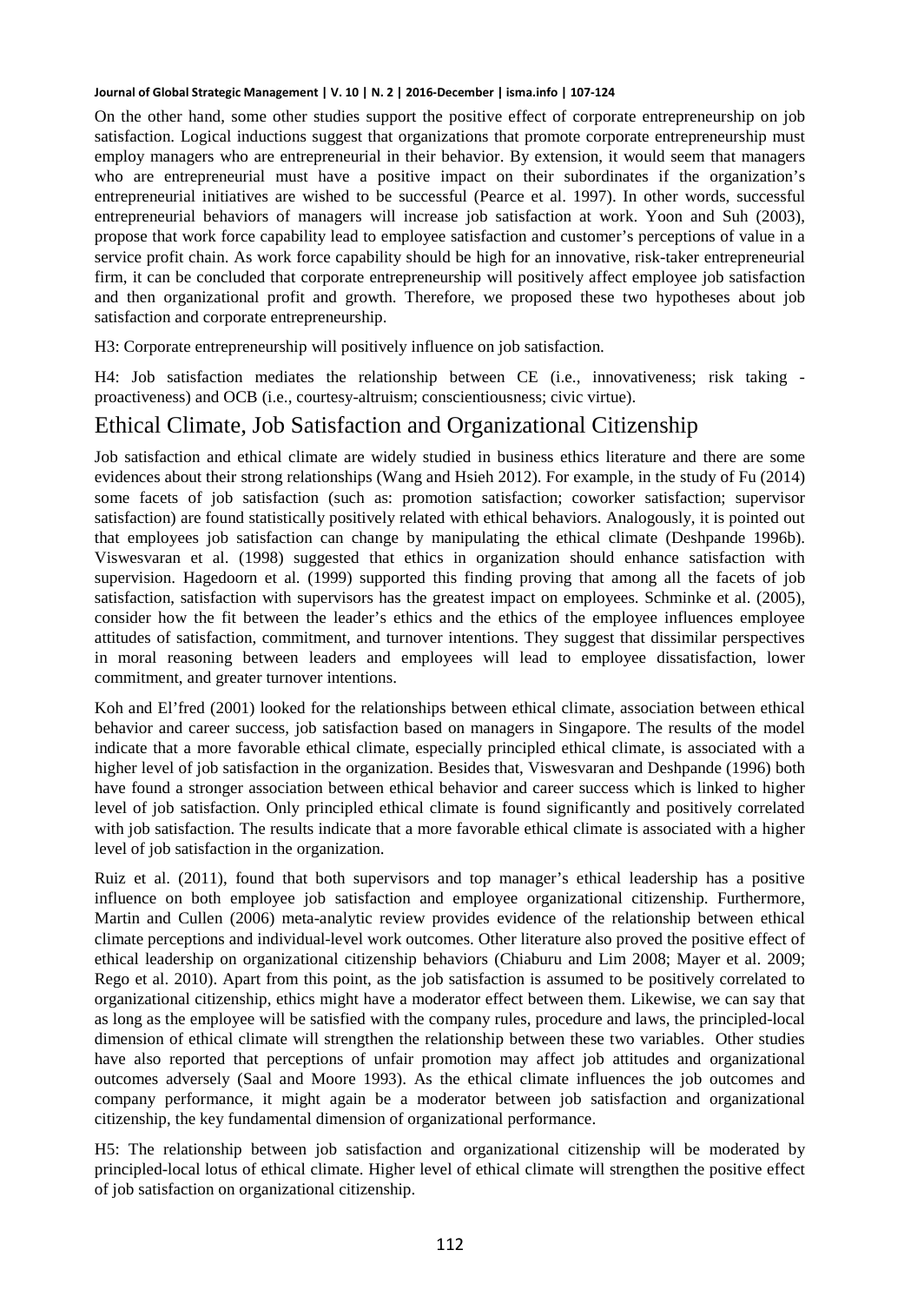On the other hand, some other studies support the positive effect of corporate entrepreneurship on job satisfaction. Logical inductions suggest that organizations that promote corporate entrepreneurship must employ managers who are entrepreneurial in their behavior. By extension, it would seem that managers who are entrepreneurial must have a positive impact on their subordinates if the organization's entrepreneurial initiatives are wished to be successful (Pearce et al. 1997). In other words, successful entrepreneurial behaviors of managers will increase job satisfaction at work. Yoon and Suh (2003), propose that work force capability lead to employee satisfaction and customer's perceptions of value in a service profit chain. As work force capability should be high for an innovative, risk-taker entrepreneurial firm, it can be concluded that corporate entrepreneurship will positively affect employee job satisfaction and then organizational profit and growth. Therefore, we proposed these two hypotheses about job satisfaction and corporate entrepreneurship.

H3: Corporate entrepreneurship will positively influence on job satisfaction.

H4: Job satisfaction mediates the relationship between CE (i.e., innovativeness; risk taking - proactiveness) and OCB (i.e., courtesy-altruism; conscientiousness; civic virtue).

## Ethical Climate, Job Satisfaction and Organizational Citizenship

Job satisfaction and ethical climate are widely studied in business ethics literature and there are some evidences about their strong relationships (Wang and Hsieh 2012). For example, in the study of Fu (2014) some facets of job satisfaction (such as: promotion satisfaction; coworker satisfaction; supervisor satisfaction) are found statistically positively related with ethical behaviors. Analogously, it is pointed out that employees job satisfaction can change by manipulating the ethical climate (Deshpande 1996b). Viswesvaran et al. (1998) suggested that ethics in organization should enhance satisfaction with supervision. Hagedoorn et al. (1999) supported this finding proving that among all the facets of job satisfaction, satisfaction with supervisors has the greatest impact on employees. Schminke et al. (2005), consider how the fit between the leader's ethics and the ethics of the employee influences employee attitudes of satisfaction, commitment, and turnover intentions. They suggest that dissimilar perspectives in moral reasoning between leaders and employees will lead to employee dissatisfaction, lower commitment, and greater turnover intentions.

Koh and El'fred (2001) looked for the relationships between ethical climate, association between ethical behavior and career success, job satisfaction based on managers in Singapore. The results of the model indicate that a more favorable ethical climate, especially principled ethical climate, is associated with a higher level of job satisfaction in the organization. Besides that, Viswesvaran and Deshpande (1996) both have found a stronger association between ethical behavior and career success which is linked to higher level of job satisfaction. Only principled ethical climate is found significantly and positively correlated with job satisfaction. The results indicate that a more favorable ethical climate is associated with a higher level of job satisfaction in the organization.

Ruiz et al. (2011), found that both supervisors and top manager's ethical leadership has a positive influence on both employee job satisfaction and employee organizational citizenship. Furthermore, Martin and Cullen (2006) meta-analytic review provides evidence of the relationship between ethical climate perceptions and individual-level work outcomes. Other literature also proved the positive effect of ethical leadership on organizational citizenship behaviors (Chiaburu and Lim 2008; Mayer et al. 2009; Rego et al. 2010). Apart from this point, as the job satisfaction is assumed to be positively correlated to organizational citizenship, ethics might have a moderator effect between them. Likewise, we can say that as long as the employee will be satisfied with the company rules, procedure and laws, the principled-local dimension of ethical climate will strengthen the relationship between these two variables. Other studies have also reported that perceptions of unfair promotion may affect job attitudes and organizational outcomes adversely (Saal and Moore 1993). As the ethical climate influences the job outcomes and company performance, it might again be a moderator between job satisfaction and organizational citizenship, the key fundamental dimension of organizational performance.

H5: The relationship between job satisfaction and organizational citizenship will be moderated by principled-local lotus of ethical climate. Higher level of ethical climate will strengthen the positive effect of job satisfaction on organizational citizenship.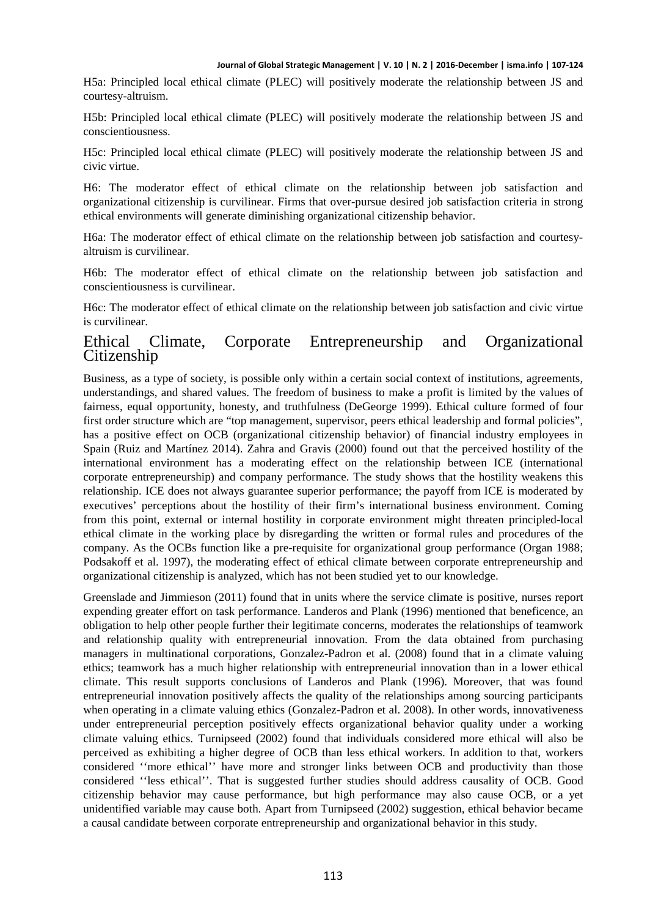H5a: Principled local ethical climate (PLEC) will positively moderate the relationship between JS and courtesy-altruism.

H5b: Principled local ethical climate (PLEC) will positively moderate the relationship between JS and conscientiousness.

H5c: Principled local ethical climate (PLEC) will positively moderate the relationship between JS and civic virtue.

H6: The moderator effect of ethical climate on the relationship between job satisfaction and organizational citizenship is curvilinear. Firms that over-pursue desired job satisfaction criteria in strong ethical environments will generate diminishing organizational citizenship behavior.

H6a: The moderator effect of ethical climate on the relationship between job satisfaction and courtesy-altruism is curvilinear.

H6b: The moderator effect of ethical climate on the relationship between job satisfaction and conscientiousness is curvilinear.

H6c: The moderator effect of ethical climate on the relationship between job satisfaction and civic virtue is curvilinear.

## Ethical Climate, Corporate Entrepreneurship and Organizational Citizenship

Business, as a type of society, is possible only within a certain social context of institutions, agreements, understandings, and shared values. The freedom of business to make a profit is limited by the values of fairness, equal opportunity, honesty, and truthfulness (DeGeorge 1999). Ethical culture formed of four first order structure which are "top management, supervisor, peers ethical leadership and formal policies", has a positive effect on OCB (organizational citizenship behavior) of financial industry employees in Spain (Ruiz and Martínez 2014). Zahra and Gravis (2000) found out that the perceived hostility of the international environment has a moderating effect on the relationship between ICE (international corporate entrepreneurship) and company performance. The study shows that the hostility weakens this relationship. ICE does not always guarantee superior performance; the payoff from ICE is moderated by executives' perceptions about the hostility of their firm's international business environment. Coming from this point, external or internal hostility in corporate environment might threaten principled-local ethical climate in the working place by disregarding the written or formal rules and procedures of the company. As the OCBs function like a pre-requisite for organizational group performance (Organ 1988; Podsakoff et al. 1997), the moderating effect of ethical climate between corporate entrepreneurship and organizational citizenship is analyzed, which has not been studied yet to our knowledge.

Greenslade and Jimmieson (2011) found that in units where the service climate is positive, nurses report expending greater effort on task performance. Landeros and Plank (1996) mentioned that beneficence, an obligation to help other people further their legitimate concerns, moderates the relationships of teamwork and relationship quality with entrepreneurial innovation. From the data obtained from purchasing managers in multinational corporations, Gonzalez-Padron et al. (2008) found that in a climate valuing ethics; teamwork has a much higher relationship with entrepreneurial innovation than in a lower ethical climate. This result supports conclusions of Landeros and Plank (1996). Moreover, that was found entrepreneurial innovation positively affects the quality of the relationships among sourcing participants when operating in a climate valuing ethics (Gonzalez-Padron et al. 2008). In other words, innovativeness under entrepreneurial perception positively effects organizational behavior quality under a working climate valuing ethics. Turnipseed (2002) found that individuals considered more ethical will also be perceived as exhibiting a higher degree of OCB than less ethical workers. In addition to that, workers considered ''more ethical'' have more and stronger links between OCB and productivity than those considered ''less ethical''. That is suggested further studies should address causality of OCB. Good citizenship behavior may cause performance, but high performance may also cause OCB, or a yet unidentified variable may cause both. Apart from Turnipseed (2002) suggestion, ethical behavior became a causal candidate between corporate entrepreneurship and organizational behavior in this study.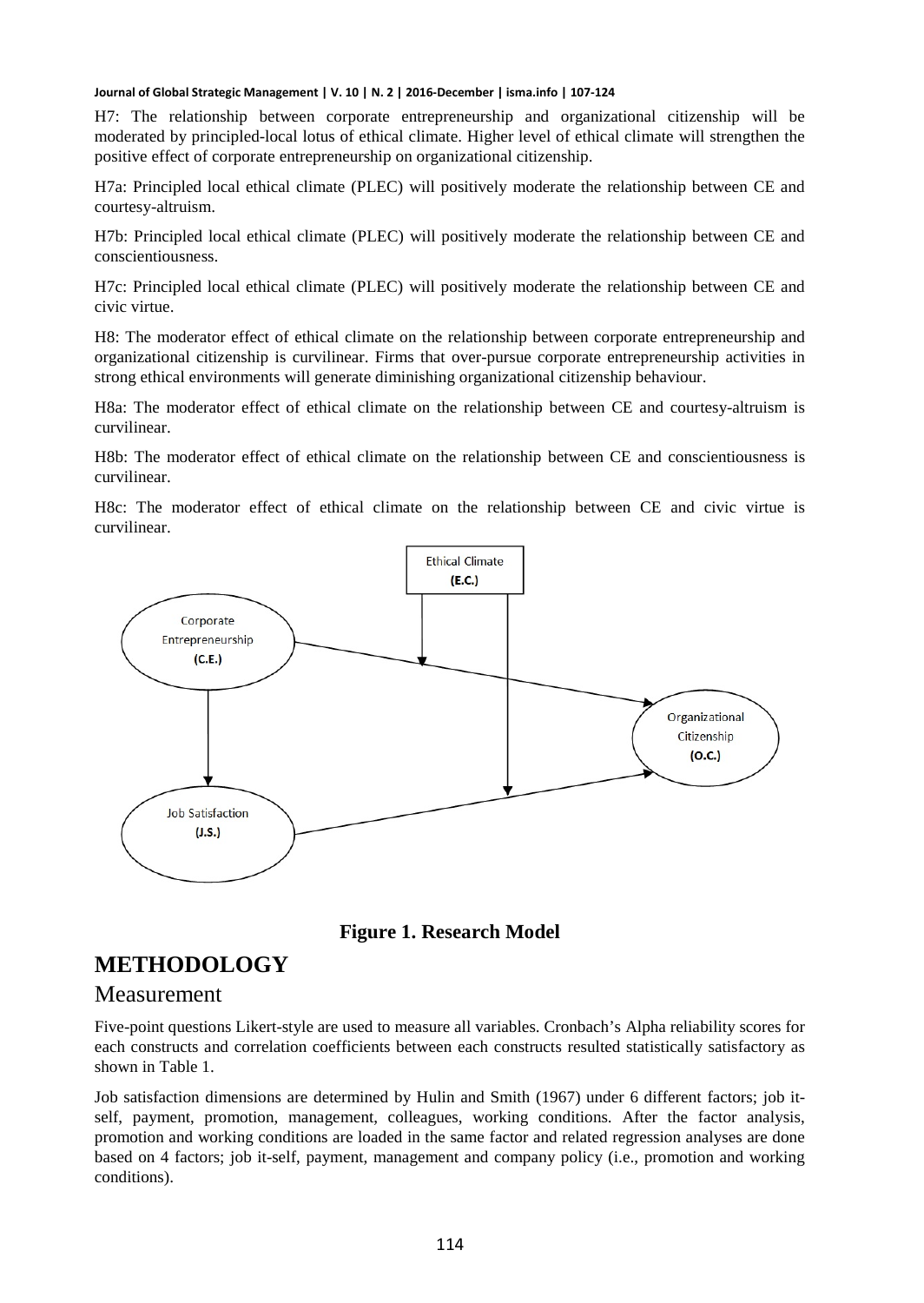H7: The relationship between corporate entrepreneurship and organizational citizenship will be moderated by principled-local lotus of ethical climate. Higher level of ethical climate will strengthen the positive effect of corporate entrepreneurship on organizational citizenship.

H7a: Principled local ethical climate (PLEC) will positively moderate the relationship between CE and courtesy-altruism.

H7b: Principled local ethical climate (PLEC) will positively moderate the relationship between CE and conscientiousness.

H7c: Principled local ethical climate (PLEC) will positively moderate the relationship between CE and civic virtue.

H8: The moderator effect of ethical climate on the relationship between corporate entrepreneurship and organizational citizenship is curvilinear. Firms that over-pursue corporate entrepreneurship activities in strong ethical environments will generate diminishing organizational citizenship behaviour.

H8a: The moderator effect of ethical climate on the relationship between CE and courtesy-altruism is curvilinear.

H8b: The moderator effect of ethical climate on the relationship between CE and conscientiousness is curvilinear.

H8c: The moderator effect of ethical climate on the relationship between CE and civic virtue is curvilinear.

**Figure 1. Research Model**

# METHODOLOGY

## Measurement

Five-point questions Likert-style are used to measure all variables. Cronbach's Alpha reliability scores for each constructs and correlation coefficients between each constructs resulted statistically satisfactory as shown in Table 1.

Job satisfaction dimensions are determined by Hulin and Smith (1967) under 6 different factors; job it-self, payment, promotion, management, colleagues, working conditions. After the factor analysis, promotion and working conditions are loaded in the same factor and related regression analyses are done based on 4 factors; job it-self, payment, management and company policy (i.e., promotion and working conditions).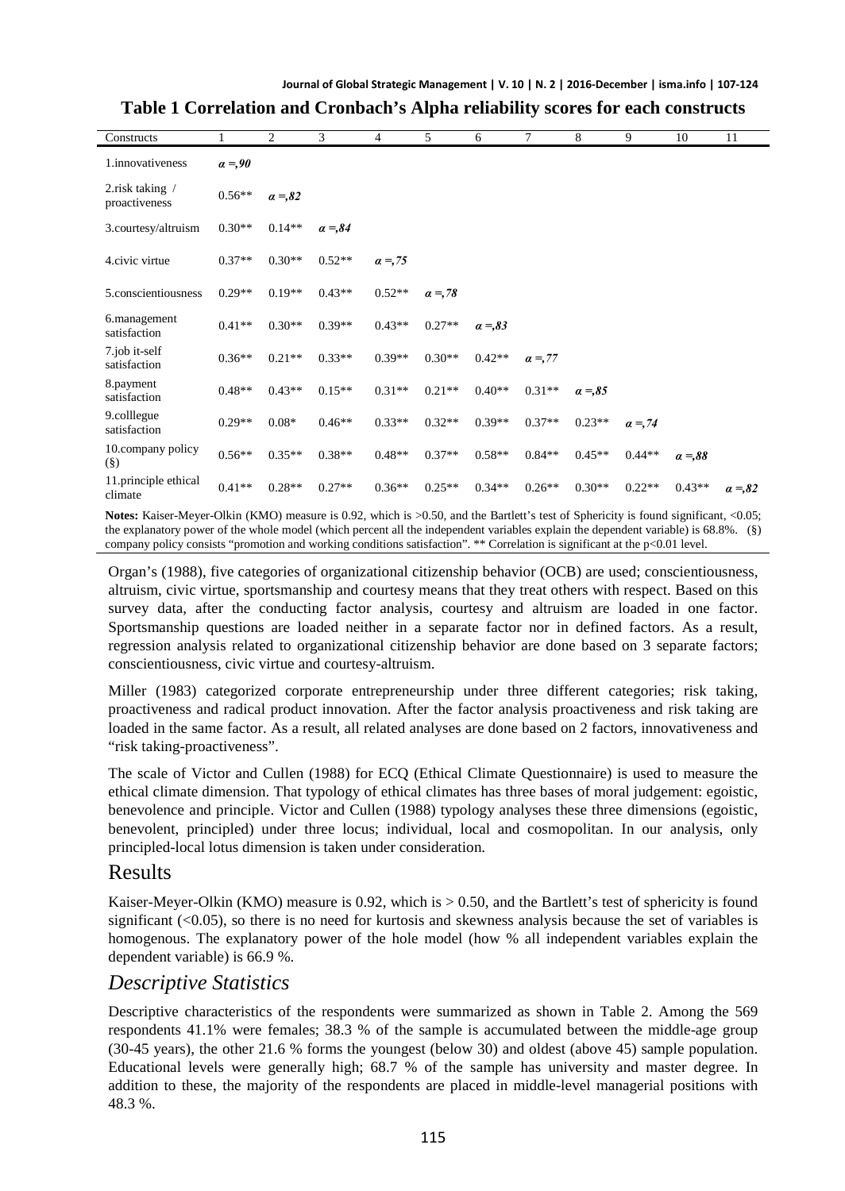**Table 1 Correlation and Cronbach's Alpha reliability scores for each constructs**

| Constructs | 1 | 2 | 3 | 4 | 5 | 6 | 7 | 8 | 9 | 10 | 11 |
|---|---|---|---|---|---|---|---|---|---|---|---|
| 1.innovativeness | ***α =,90*** | | | | | | | | | | |
| 2.risk taking / proactiveness | 0.56** | ***α =,82*** | | | | | | | | | |
| 3.courtesy/altruism | 0.30** | 0.14** | ***α =,84*** | | | | | | | | |
| 4.civic virtue | 0.37** | 0.30** | 0.52** | ***α =,75*** | | | | | | | |
| 5.conscientiousness | 0.29** | 0.19** | 0.43** | 0.52** | ***α =,78*** | | | | | | |
| 6.management satisfaction | 0.41** | 0.30** | 0.39** | 0.43** | 0.27** | ***α =,83*** | | | | | |
| 7.job it-self satisfaction | 0.36** | 0.21** | 0.33** | 0.39** | 0.30** | 0.42** | ***α =,77*** | | | | |
| 8.payment satisfaction | 0.48** | 0.43** | 0.15** | 0.31** | 0.21** | 0.40** | 0.31** | ***α =,85*** | | | |
| 9.colllegue satisfaction | 0.29** | 0.08* | 0.46** | 0.33** | 0.32** | 0.39** | 0.37** | 0.23** | ***α =,74*** | | |
| 10.company policy (§) | 0.56** | 0.35** | 0.38** | 0.48** | 0.37** | 0.58** | 0.84** | 0.45** | 0.44** | ***α =,88*** | |
| 11.principle ethical climate | 0.41** | 0.28** | 0.27** | 0.36** | 0.25** | 0.34** | 0.26** | 0.30** | 0.22** | 0.43** | ***α =,82*** |

**Notes:** Kaiser-Meyer-Olkin (KMO) measure is 0.92, which is >0.50, and the Bartlett's test of Sphericity is found significant, <0.05; the explanatory power of the whole model (which percent all the independent variables explain the dependent variable) is 68.8%. (§) company policy consists "promotion and working conditions satisfaction". ** Correlation is significant at the p<0.01 level.

Organ's (1988), five categories of organizational citizenship behavior (OCB) are used; conscientiousness, altruism, civic virtue, sportsmanship and courtesy means that they treat others with respect. Based on this survey data, after the conducting factor analysis, courtesy and altruism are loaded in one factor. Sportsmanship questions are loaded neither in a separate factor nor in defined factors. As a result, regression analysis related to organizational citizenship behavior are done based on 3 separate factors; conscientiousness, civic virtue and courtesy-altruism.

Miller (1983) categorized corporate entrepreneurship under three different categories; risk taking, proactiveness and radical product innovation. After the factor analysis proactiveness and risk taking are loaded in the same factor. As a result, all related analyses are done based on 2 factors, innovativeness and "risk taking-proactiveness".

The scale of Victor and Cullen (1988) for ECQ (Ethical Climate Questionnaire) is used to measure the ethical climate dimension. That typology of ethical climates has three bases of moral judgement: egoistic, benevolence and principle. Victor and Cullen (1988) typology analyses these three dimensions (egoistic, benevolent, principled) under three locus; individual, local and cosmopolitan. In our analysis, only principled-local lotus dimension is taken under consideration.

## Results

Kaiser-Meyer-Olkin (KMO) measure is 0.92, which is > 0.50, and the Bartlett's test of sphericity is found significant (<0.05), so there is no need for kurtosis and skewness analysis because the set of variables is homogenous. The explanatory power of the hole model (how % all independent variables explain the dependent variable) is 66.9 %.

### *Descriptive Statistics*

Descriptive characteristics of the respondents were summarized as shown in Table 2. Among the 569 respondents 41.1% were females; 38.3 % of the sample is accumulated between the middle-age group (30-45 years), the other 21.6 % forms the youngest (below 30) and oldest (above 45) sample population. Educational levels were generally high; 68.7 % of the sample has university and master degree. In addition to these, the majority of the respondents are placed in middle-level managerial positions with 48.3 %.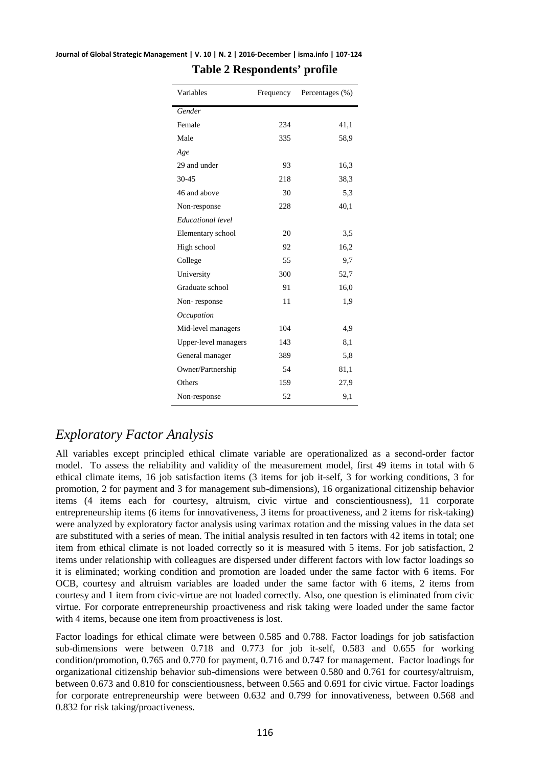**Table 2 Respondents' profile**

| Variables | Frequency | Percentages (%) |
|---|---|---|
| *Gender* | | |
| Female | 234 | 41,1 |
| Male | 335 | 58,9 |
| *Age* | | |
| 29 and under | 93 | 16,3 |
| 30-45 | 218 | 38,3 |
| 46 and above | 30 | 5,3 |
| Non-response | 228 | 40,1 |
| *Educational level* | | |
| Elementary school | 20 | 3,5 |
| High school | 92 | 16,2 |
| College | 55 | 9,7 |
| University | 300 | 52,7 |
| Graduate school | 91 | 16,0 |
| Non- response | 11 | 1,9 |
| *Occupation* | | |
| Mid-level managers | 104 | 4,9 |
| Upper-level managers | 143 | 8,1 |
| General manager | 389 | 5,8 |
| Owner/Partnership | 54 | 81,1 |
| Others | 159 | 27,9 |
| Non-response | 52 | 9,1 |

## *Exploratory Factor Analysis*

All variables except principled ethical climate variable are operationalized as a second-order factor model. To assess the reliability and validity of the measurement model, first 49 items in total with 6 ethical climate items, 16 job satisfaction items (3 items for job it-self, 3 for working conditions, 3 for promotion, 2 for payment and 3 for management sub-dimensions), 16 organizational citizenship behavior items (4 items each for courtesy, altruism, civic virtue and conscientiousness), 11 corporate entrepreneurship items (6 items for innovativeness, 3 items for proactiveness, and 2 items for risk-taking) were analyzed by exploratory factor analysis using varimax rotation and the missing values in the data set are substituted with a series of mean. The initial analysis resulted in ten factors with 42 items in total; one item from ethical climate is not loaded correctly so it is measured with 5 items. For job satisfaction, 2 items under relationship with colleagues are dispersed under different factors with low factor loadings so it is eliminated; working condition and promotion are loaded under the same factor with 6 items. For OCB, courtesy and altruism variables are loaded under the same factor with 6 items, 2 items from courtesy and 1 item from civic-virtue are not loaded correctly. Also, one question is eliminated from civic virtue. For corporate entrepreneurship proactiveness and risk taking were loaded under the same factor with 4 items, because one item from proactiveness is lost.

Factor loadings for ethical climate were between 0.585 and 0.788. Factor loadings for job satisfaction sub-dimensions were between 0.718 and 0.773 for job it-self, 0.583 and 0.655 for working condition/promotion, 0.765 and 0.770 for payment, 0.716 and 0.747 for management. Factor loadings for organizational citizenship behavior sub-dimensions were between 0.580 and 0.761 for courtesy/altruism, between 0.673 and 0.810 for conscientiousness, between 0.565 and 0.691 for civic virtue. Factor loadings for corporate entrepreneurship were between 0.632 and 0.799 for innovativeness, between 0.568 and 0.832 for risk taking/proactiveness.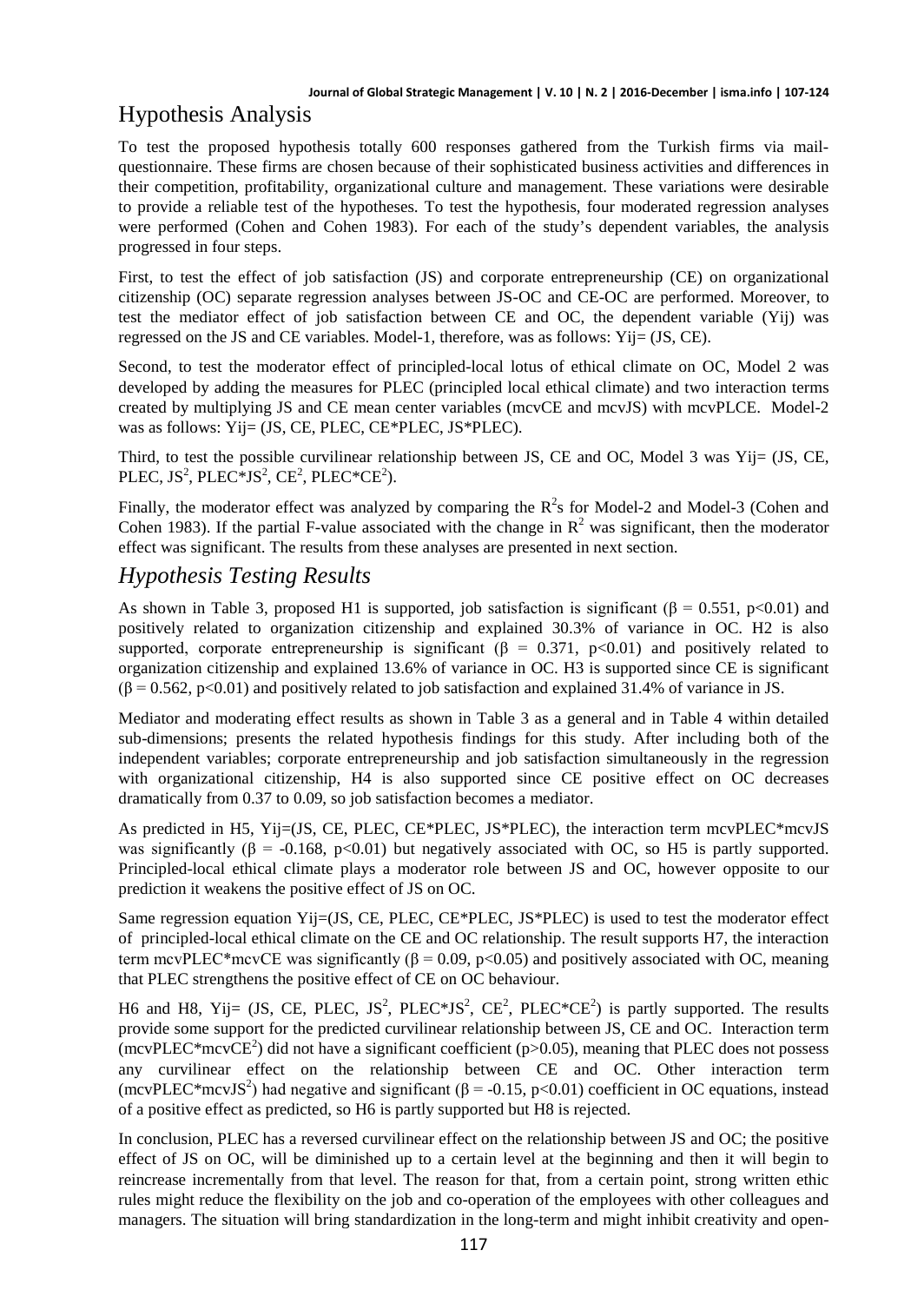# Hypothesis Analysis

To test the proposed hypothesis totally 600 responses gathered from the Turkish firms via mail-questionnaire. These firms are chosen because of their sophisticated business activities and differences in their competition, profitability, organizational culture and management. These variations were desirable to provide a reliable test of the hypotheses. To test the hypothesis, four moderated regression analyses were performed (Cohen and Cohen 1983). For each of the study's dependent variables, the analysis progressed in four steps.

First, to test the effect of job satisfaction (JS) and corporate entrepreneurship (CE) on organizational citizenship (OC) separate regression analyses between JS-OC and CE-OC are performed. Moreover, to test the mediator effect of job satisfaction between CE and OC, the dependent variable (Yij) was regressed on the JS and CE variables. Model-1, therefore, was as follows: Yij= (JS, CE).

Second, to test the moderator effect of principled-local lotus of ethical climate on OC, Model 2 was developed by adding the measures for PLEC (principled local ethical climate) and two interaction terms created by multiplying JS and CE mean center variables (mcvCE and mcvJS) with mcvPLCE. Model-2 was as follows: Yij= (JS, CE, PLEC, CE*PLEC, JS*PLEC).

Third, to test the possible curvilinear relationship between JS, CE and OC, Model 3 was Yij= (JS, CE, PLEC, $JS^2$, PLEC*$JS^2$, $CE^2$, PLEC*$CE^2$).

Finally, the moderator effect was analyzed by comparing the $R^2$s for Model-2 and Model-3 (Cohen and Cohen 1983). If the partial F-value associated with the change in $R^2$ was significant, then the moderator effect was significant. The results from these analyses are presented in next section.

## *Hypothesis Testing Results*

As shown in Table 3, proposed H1 is supported, job satisfaction is significant ($\beta = 0.551$, $p<0.01$) and positively related to organization citizenship and explained 30.3% of variance in OC. H2 is also supported, corporate entrepreneurship is significant ($\beta = 0.371$, $p<0.01$) and positively related to organization citizenship and explained 13.6% of variance in OC. H3 is supported since CE is significant ($\beta = 0.562$, $p<0.01$) and positively related to job satisfaction and explained 31.4% of variance in JS.

Mediator and moderating effect results as shown in Table 3 as a general and in Table 4 within detailed sub-dimensions; presents the related hypothesis findings for this study. After including both of the independent variables; corporate entrepreneurship and job satisfaction simultaneously in the regression with organizational citizenship, H4 is also supported since CE positive effect on OC decreases dramatically from 0.37 to 0.09, so job satisfaction becomes a mediator.

As predicted in H5, Yij=(JS, CE, PLEC, CE*PLEC, JS*PLEC), the interaction term mcvPLEC*mcvJS was significantly ($\beta = -0.168$, $p<0.01$) but negatively associated with OC, so H5 is partly supported. Principled-local ethical climate plays a moderator role between JS and OC, however opposite to our prediction it weakens the positive effect of JS on OC.

Same regression equation Yij=(JS, CE, PLEC, CE*PLEC, JS*PLEC) is used to test the moderator effect of principled-local ethical climate on the CE and OC relationship. The result supports H7, the interaction term mcvPLEC*mcvCE was significantly ($\beta = 0.09$, $p<0.05$) and positively associated with OC, meaning that PLEC strengthens the positive effect of CE on OC behaviour.

H6 and H8, Yij= (JS, CE, PLEC, $JS^2$, PLEC*$JS^2$, $CE^2$, PLEC*$CE^2$) is partly supported. The results provide some support for the predicted curvilinear relationship between JS, CE and OC. Interaction term (mcvPLEC*mcv$CE^2$) did not have a significant coefficient ($p>0.05$), meaning that PLEC does not possess any curvilinear effect on the relationship between CE and OC. Other interaction term (mcvPLEC*mcv$JS^2$) had negative and significant ($\beta = -0.15$, $p<0.01$) coefficient in OC equations, instead of a positive effect as predicted, so H6 is partly supported but H8 is rejected.

In conclusion, PLEC has a reversed curvilinear effect on the relationship between JS and OC; the positive effect of JS on OC, will be diminished up to a certain level at the beginning and then it will begin to reincrease incrementally from that level. The reason for that, from a certain point, strong written ethic rules might reduce the flexibility on the job and co-operation of the employees with other colleagues and managers. The situation will bring standardization in the long-term and might inhibit creativity and open-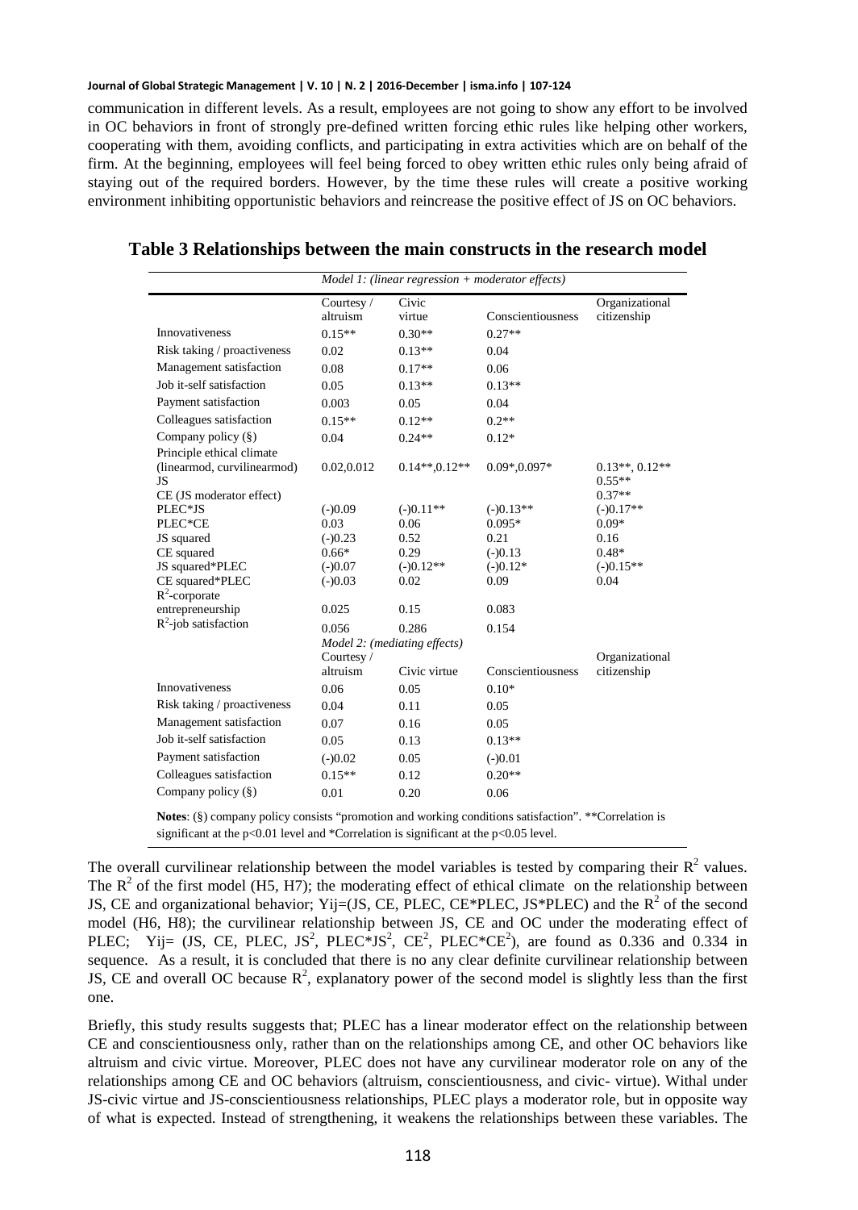communication in different levels. As a result, employees are not going to show any effort to be involved in OC behaviors in front of strongly pre-defined written forcing ethic rules like helping other workers, cooperating with them, avoiding conflicts, and participating in extra activities which are on behalf of the firm. At the beginning, employees will feel being forced to obey written ethic rules only being afraid of staying out of the required borders. However, by the time these rules will create a positive working environment inhibiting opportunistic behaviors and reincrease the positive effect of JS on OC behaviors.

**Table 3 Relationships between the main constructs in the research model**

| | *Model 1: (linear regression + moderator effects)* | | | |
|---|---|---|---|---|
| | Courtesy / altruism | Civic virtue | Conscientiousness | Organizational citizenship |
| Innovativeness | 0.15** | 0.30** | 0.27** | |
| Risk taking / proactiveness | 0.02 | 0.13** | 0.04 | |
| Management satisfaction | 0.08 | 0.17** | 0.06 | |
| Job it-self satisfaction | 0.05 | 0.13** | 0.13** | |
| Payment satisfaction | 0.003 | 0.05 | 0.04 | |
| Colleagues satisfaction | 0.15** | 0.12** | 0.2** | |
| Company policy (§) | 0.04 | 0.24** | 0.12* | |
| Principle ethical climate (linearmod, curvilinearmod) | 0.02,0.012 | 0.14**,0.12** | 0.09*,0.097* | 0.13**, 0.12** |
| JS | | | | 0.55** |
| CE (JS moderator effect) | | | | 0.37** |
| PLEC*JS | (-)0.09 | (-)0.11** | (-)0.13** | (-)0.17** |
| PLEC*CE | 0.03 | 0.06 | 0.095* | 0.09* |
| JS squared | (-)0.23 | 0.52 | 0.21 | 0.16 |
| CE squared | 0.66* | 0.29 | (-)0.13 | 0.48* |
| JS squared*PLEC | (-)0.07 | (-)0.12** | (-)0.12* | (-)0.15** |
| CE squared*PLEC | (-)0.03 | 0.02 | 0.09 | 0.04 |
| $R^2$-corporate entrepreneurship | 0.025 | 0.15 | 0.083 | |
| $R^2$-job satisfaction | 0.056 | 0.286 | 0.154 | |
| | *Model 2: (mediating effects)* | | | |
| | Courtesy / altruism | Civic virtue | Conscientiousness | Organizational citizenship |
| Innovativeness | 0.06 | 0.05 | 0.10* | |
| Risk taking / proactiveness | 0.04 | 0.11 | 0.05 | |
| Management satisfaction | 0.07 | 0.16 | 0.05 | |
| Job it-self satisfaction | 0.05 | 0.13 | 0.13** | |
| Payment satisfaction | (-)0.02 | 0.05 | (-)0.01 | |
| Colleagues satisfaction | 0.15** | 0.12 | 0.20** | |
| Company policy (§) | 0.01 | 0.20 | 0.06 | |

**Notes**: (§) company policy consists "promotion and working conditions satisfaction". **Correlation is significant at the p<0.01 level and *Correlation is significant at the p<0.05 level.

The overall curvilinear relationship between the model variables is tested by comparing their $R^2$ values. The $R^2$ of the first model (H5, H7); the moderating effect of ethical climate on the relationship between JS, CE and organizational behavior; Yij=(JS, CE, PLEC, CE*PLEC, JS*PLEC) and the $R^2$ of the second model (H6, H8); the curvilinear relationship between JS, CE and OC under the moderating effect of PLEC; Yij= (JS, CE, PLEC, $JS^2$, PLEC*$JS^2$, $CE^2$, PLEC*$CE^2$), are found as 0.336 and 0.334 in sequence. As a result, it is concluded that there is no any clear definite curvilinear relationship between JS, CE and overall OC because $R^2$, explanatory power of the second model is slightly less than the first one.

Briefly, this study results suggests that; PLEC has a linear moderator effect on the relationship between CE and conscientiousness only, rather than on the relationships among CE, and other OC behaviors like altruism and civic virtue. Moreover, PLEC does not have any curvilinear moderator role on any of the relationships among CE and OC behaviors (altruism, conscientiousness, and civic- virtue). Withal under JS-civic virtue and JS-conscientiousness relationships, PLEC plays a moderator role, but in opposite way of what is expected. Instead of strengthening, it weakens the relationships between these variables. The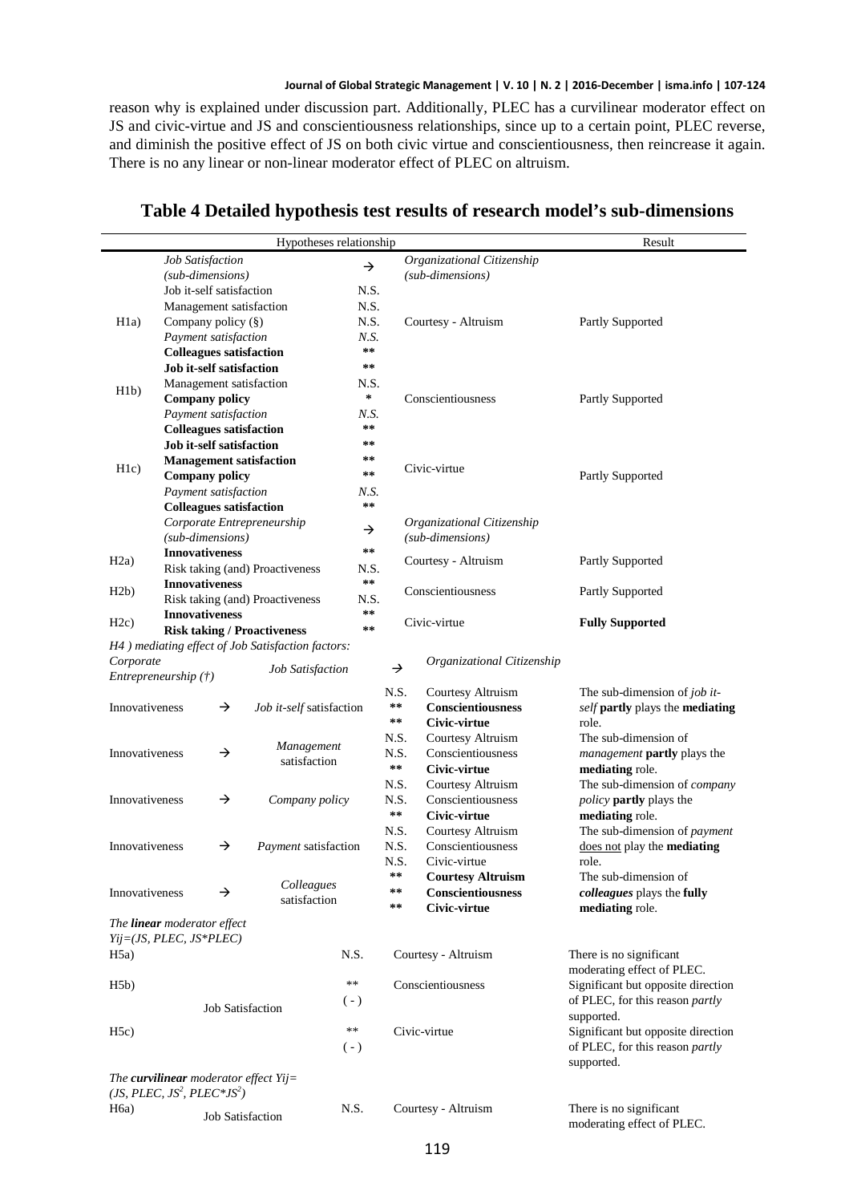reason why is explained under discussion part. Additionally, PLEC has a curvilinear moderator effect on JS and civic-virtue and JS and conscientiousness relationships, since up to a certain point, PLEC reverse, and diminish the positive effect of JS on both civic virtue and conscientiousness, then reincrease it again. There is no any linear or non-linear moderator effect of PLEC on altruism.

## Table 4 Detailed hypothesis test results of research model's sub-dimensions

| | Hypotheses relationship | | | Result |
|---|---|---|---|---|
| | *Job Satisfaction (sub-dimensions)* | → | *Organizational Citizenship (sub-dimensions)* | |
| H1a) | Job it-self satisfaction | N.S. | Courtesy - Altruism | Partly Supported |
| | Management satisfaction | N.S. | | |
| | Company policy (§) | N.S. | | |
| | *Payment satisfaction* | *N.S.* | | |
| | **Colleagues satisfaction** | ** | | |
| H1b) | **Job it-self satisfaction** | ** | Conscientiousness | Partly Supported |
| | Management satisfaction | N.S. | | |
| | **Company policy** | * | | |
| | *Payment satisfaction* | *N.S.* | | |
| | **Colleagues satisfaction** | ** | | |
| H1c) | **Job it-self satisfaction** | ** | Civic-virtue | Partly Supported |
| | **Management satisfaction** | ** | | |
| | **Company policy** | ** | | |
| | *Payment satisfaction* | *N.S.* | | |
| | **Colleagues satisfaction** | ** | | |
| | *Corporate Entrepreneurship (sub-dimensions)* | → | *Organizational Citizenship (sub-dimensions)* | |
| H2a) | **Innovativeness** | ** | Courtesy - Altruism | Partly Supported |
| | Risk taking (and) Proactiveness | N.S. | | |
| H2b) | **Innovativeness** | ** | Conscientiousness | Partly Supported |
| | Risk taking (and) Proactiveness | N.S. | | |
| H2c) | **Innovativeness** | ** | Civic-virtue | **Fully Supported** |
| | **Risk taking / Proactiveness** | ** | | |

*H4 ) mediating effect of Job Satisfaction factors:*

| *Corporate Entrepreneurship (†)* | | *Job Satisfaction* | → | *Organizational Citizenship* | |
|---|---|---|---|---|---|
| Innovativeness | → | *Job it-self* satisfaction | N.S. | Courtesy Altruism | The sub-dimension of *job it-self* **partly** plays the **mediating** role. |
| | | | ** | **Conscientiousness** | |
| | | | ** | **Civic-virtue** | |
| Innovativeness | → | *Management* satisfaction | N.S. | Courtesy Altruism | The sub-dimension of *management* **partly** plays the **mediating** role. |
| | | | N.S. | Conscientiousness | |
| | | | ** | **Civic-virtue** | |
| Innovativeness | → | *Company policy* | N.S. | Courtesy Altruism | The sub-dimension of *company policy* **partly** plays the **mediating** role. |
| | | | N.S. | Conscientiousness | |
| | | | ** | **Civic-virtue** | |
| Innovativeness | → | *Payment* satisfaction | N.S. | Courtesy Altruism | The sub-dimension of *payment* does not play the **mediating** role. |
| | | | N.S. | Conscientiousness | |
| | | | N.S. | Civic-virtue | |
| Innovativeness | → | *Colleagues* satisfaction | ** | **Courtesy Altruism** | The sub-dimension of ***colleagues*** plays the **fully mediating** role. |
| | | | ** | **Conscientiousness** | |
| | | | ** | **Civic-virtue** | |

*The **linear** moderator effect $Yij=(JS, PLEC, JS{*}PLEC)$*

| | | | | |
|---|---|---|---|---|
| H5a) | Job Satisfaction | N.S. | Courtesy - Altruism | There is no significant moderating effect of PLEC. |
| H5b) | | ** (-) | Conscientiousness | Significant but opposite direction of PLEC, for this reason *partly* supported. |
| H5c) | | ** (-) | Civic-virtue | Significant but opposite direction of PLEC, for this reason *partly* supported. |

*The **curvilinear** moderator effect $Yij=(JS, PLEC, JS^2, PLEC{*}JS^2)$*

| | | | | |
|---|---|---|---|---|
| H6a) | Job Satisfaction | N.S. | Courtesy - Altruism | There is no significant moderating effect of PLEC. |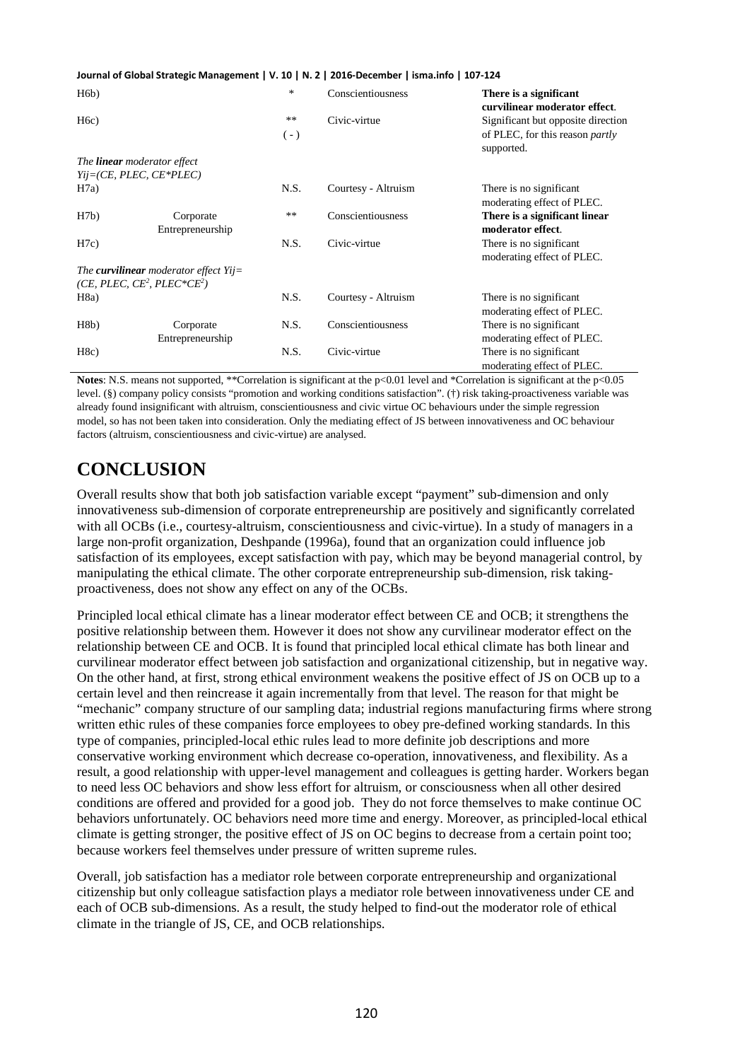| | | | | |
|---|---|---|---|---|
| H6b) | | * | Conscientiousness | **There is a significant curvilinear moderator effect**. |
| H6c) | | **<br>( - ) | Civic-virtue | Significant but opposite direction of PLEC, for this reason *partly* supported. |
| *The **linear** moderator effect* *Yij=(CE, PLEC, CE*PLEC)* | | | | |
| H7a) | | N.S. | Courtesy - Altruism | There is no significant moderating effect of PLEC. |
| H7b) | Corporate Entrepreneurship | ** | Conscientiousness | **There is a significant linear moderator effect**. |
| H7c) | | N.S. | Civic-virtue | There is no significant moderating effect of PLEC. |
| *The **curvilinear** moderator effect Yij= (CE, PLEC, $CE^2$, PLEC*$CE^2$)* | | | | |
| H8a) | | N.S. | Courtesy - Altruism | There is no significant moderating effect of PLEC. |
| H8b) | Corporate Entrepreneurship | N.S. | Conscientiousness | There is no significant moderating effect of PLEC. |
| H8c) | | N.S. | Civic-virtue | There is no significant moderating effect of PLEC. |

**Notes**: N.S. means not supported, **Correlation is significant at the $p<0.01$ level and *Correlation is significant at the $p<0.05$ level. (§) company policy consists "promotion and working conditions satisfaction". (†) risk taking-proactiveness variable was already found insignificant with altruism, conscientiousness and civic virtue OC behaviours under the simple regression model, so has not been taken into consideration. Only the mediating effect of JS between innovativeness and OC behaviour factors (altruism, conscientiousness and civic-virtue) are analysed.

# CONCLUSION

Overall results show that both job satisfaction variable except "payment" sub-dimension and only innovativeness sub-dimension of corporate entrepreneurship are positively and significantly correlated with all OCBs (i.e., courtesy-altruism, conscientiousness and civic-virtue). In a study of managers in a large non-profit organization, Deshpande (1996a), found that an organization could influence job satisfaction of its employees, except satisfaction with pay, which may be beyond managerial control, by manipulating the ethical climate. The other corporate entrepreneurship sub-dimension, risk taking-proactiveness, does not show any effect on any of the OCBs.

Principled local ethical climate has a linear moderator effect between CE and OCB; it strengthens the positive relationship between them. However it does not show any curvilinear moderator effect on the relationship between CE and OCB. It is found that principled local ethical climate has both linear and curvilinear moderator effect between job satisfaction and organizational citizenship, but in negative way. On the other hand, at first, strong ethical environment weakens the positive effect of JS on OCB up to a certain level and then reincrease it again incrementally from that level. The reason for that might be "mechanic" company structure of our sampling data; industrial regions manufacturing firms where strong written ethic rules of these companies force employees to obey pre-defined working standards. In this type of companies, principled-local ethic rules lead to more definite job descriptions and more conservative working environment which decrease co-operation, innovativeness, and flexibility. As a result, a good relationship with upper-level management and colleagues is getting harder. Workers began to need less OC behaviors and show less effort for altruism, or consciousness when all other desired conditions are offered and provided for a good job. They do not force themselves to make continue OC behaviors unfortunately. OC behaviors need more time and energy. Moreover, as principled-local ethical climate is getting stronger, the positive effect of JS on OC begins to decrease from a certain point too; because workers feel themselves under pressure of written supreme rules.

Overall, job satisfaction has a mediator role between corporate entrepreneurship and organizational citizenship but only colleague satisfaction plays a mediator role between innovativeness under CE and each of OCB sub-dimensions. As a result, the study helped to find-out the moderator role of ethical climate in the triangle of JS, CE, and OCB relationships.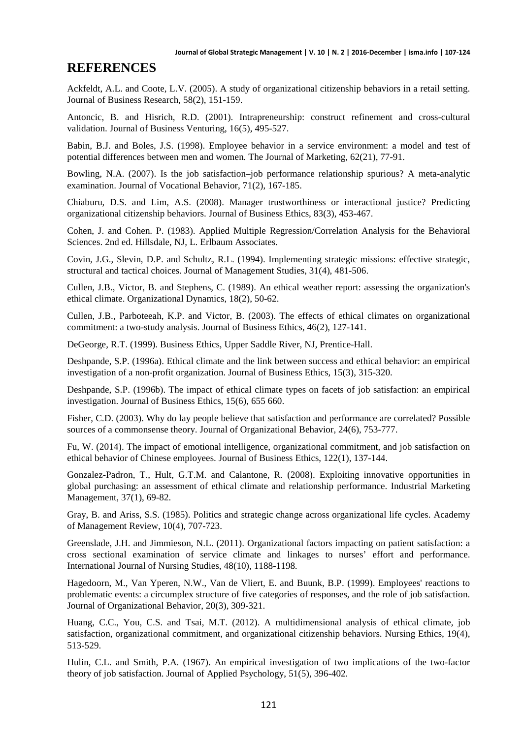# REFERENCES

Ackfeldt, A.L. and Coote, L.V. (2005). A study of organizational citizenship behaviors in a retail setting. Journal of Business Research, 58(2), 151-159.

Antoncic, B. and Hisrich, R.D. (2001). Intrapreneurship: construct refinement and cross-cultural validation. Journal of Business Venturing, 16(5), 495-527.

Babin, B.J. and Boles, J.S. (1998). Employee behavior in a service environment: a model and test of potential differences between men and women. The Journal of Marketing, 62(21), 77-91.

Bowling, N.A. (2007). Is the job satisfaction–job performance relationship spurious? A meta-analytic examination. Journal of Vocational Behavior, 71(2), 167-185.

Chiaburu, D.S. and Lim, A.S. (2008). Manager trustworthiness or interactional justice? Predicting organizational citizenship behaviors. Journal of Business Ethics, 83(3), 453-467.

Cohen, J. and Cohen. P. (1983). Applied Multiple Regression/Correlation Analysis for the Behavioral Sciences. 2nd ed. Hillsdale, NJ, L. Erlbaum Associates.

Covin, J.G., Slevin, D.P. and Schultz, R.L. (1994). Implementing strategic missions: effective strategic, structural and tactical choices. Journal of Management Studies, 31(4), 481-506.

Cullen, J.B., Victor, B. and Stephens, C. (1989). An ethical weather report: assessing the organization's ethical climate. Organizational Dynamics, 18(2), 50-62.

Cullen, J.B., Parboteeah, K.P. and Victor, B. (2003). The effects of ethical climates on organizational commitment: a two-study analysis. Journal of Business Ethics, 46(2), 127-141.

DeGeorge, R.T. (1999). Business Ethics, Upper Saddle River, NJ, Prentice-Hall.

Deshpande, S.P. (1996a). Ethical climate and the link between success and ethical behavior: an empirical investigation of a non-profit organization. Journal of Business Ethics, 15(3), 315-320.

Deshpande, S.P. (1996b). The impact of ethical climate types on facets of job satisfaction: an empirical investigation. Journal of Business Ethics, 15(6), 655 660.

Fisher, C.D. (2003). Why do lay people believe that satisfaction and performance are correlated? Possible sources of a commonsense theory. Journal of Organizational Behavior, 24(6), 753-777.

Fu, W. (2014). The impact of emotional intelligence, organizational commitment, and job satisfaction on ethical behavior of Chinese employees. Journal of Business Ethics, 122(1), 137-144.

Gonzalez-Padron, T., Hult, G.T.M. and Calantone, R. (2008). Exploiting innovative opportunities in global purchasing: an assessment of ethical climate and relationship performance. Industrial Marketing Management, 37(1), 69-82.

Gray, B. and Ariss, S.S. (1985). Politics and strategic change across organizational life cycles. Academy of Management Review, 10(4), 707-723.

Greenslade, J.H. and Jimmieson, N.L. (2011). Organizational factors impacting on patient satisfaction: a cross sectional examination of service climate and linkages to nurses' effort and performance. International Journal of Nursing Studies, 48(10), 1188-1198.

Hagedoorn, M., Van Yperen, N.W., Van de Vliert, E. and Buunk, B.P. (1999). Employees' reactions to problematic events: a circumplex structure of five categories of responses, and the role of job satisfaction. Journal of Organizational Behavior, 20(3), 309-321.

Huang, C.C., You, C.S. and Tsai, M.T. (2012). A multidimensional analysis of ethical climate, job satisfaction, organizational commitment, and organizational citizenship behaviors. Nursing Ethics, 19(4), 513-529.

Hulin, C.L. and Smith, P.A. (1967). An empirical investigation of two implications of the two-factor theory of job satisfaction. Journal of Applied Psychology, 51(5), 396-402.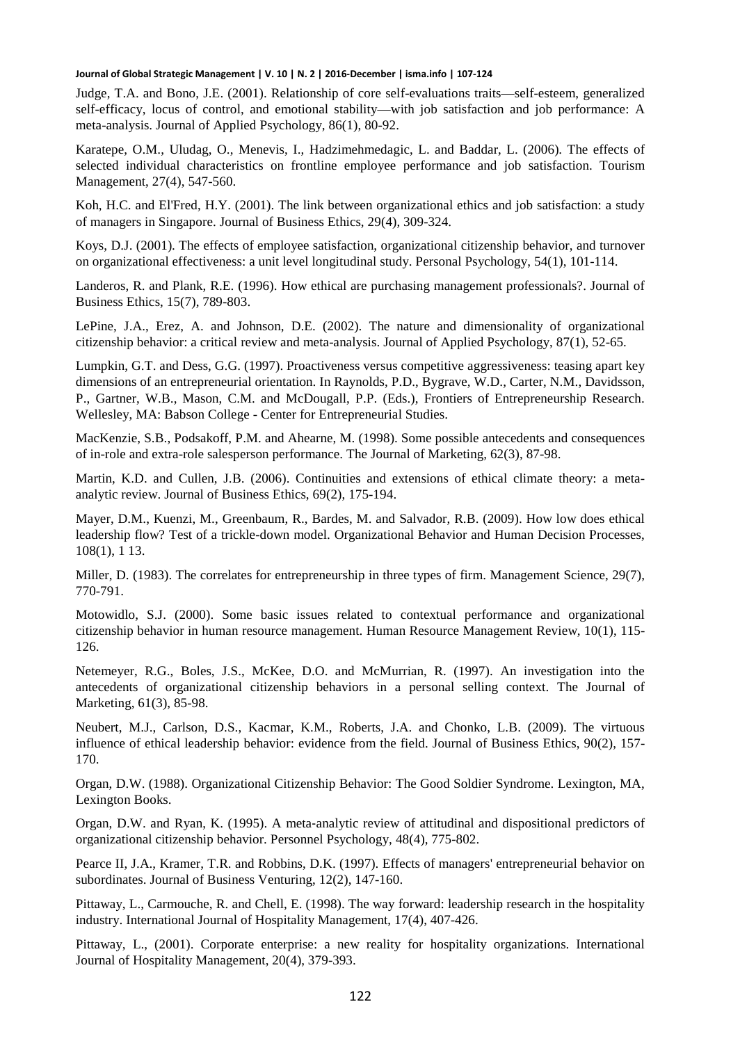Judge, T.A. and Bono, J.E. (2001). Relationship of core self-evaluations traits—self-esteem, generalized self-efficacy, locus of control, and emotional stability—with job satisfaction and job performance: A meta-analysis. Journal of Applied Psychology, 86(1), 80-92.

Karatepe, O.M., Uludag, O., Menevis, I., Hadzimehmedagic, L. and Baddar, L. (2006). The effects of selected individual characteristics on frontline employee performance and job satisfaction. Tourism Management, 27(4), 547-560.

Koh, H.C. and El'Fred, H.Y. (2001). The link between organizational ethics and job satisfaction: a study of managers in Singapore. Journal of Business Ethics, 29(4), 309-324.

Koys, D.J. (2001). The effects of employee satisfaction, organizational citizenship behavior, and turnover on organizational effectiveness: a unit level longitudinal study. Personal Psychology, 54(1), 101-114.

Landeros, R. and Plank, R.E. (1996). How ethical are purchasing management professionals?. Journal of Business Ethics, 15(7), 789-803.

LePine, J.A., Erez, A. and Johnson, D.E. (2002). The nature and dimensionality of organizational citizenship behavior: a critical review and meta-analysis. Journal of Applied Psychology, 87(1), 52-65.

Lumpkin, G.T. and Dess, G.G. (1997). Proactiveness versus competitive aggressiveness: teasing apart key dimensions of an entrepreneurial orientation. In Raynolds, P.D., Bygrave, W.D., Carter, N.M., Davidsson, P., Gartner, W.B., Mason, C.M. and McDougall, P.P. (Eds.), Frontiers of Entrepreneurship Research. Wellesley, MA: Babson College - Center for Entrepreneurial Studies.

MacKenzie, S.B., Podsakoff, P.M. and Ahearne, M. (1998). Some possible antecedents and consequences of in-role and extra-role salesperson performance. The Journal of Marketing, 62(3), 87-98.

Martin, K.D. and Cullen, J.B. (2006). Continuities and extensions of ethical climate theory: a meta-analytic review. Journal of Business Ethics, 69(2), 175-194.

Mayer, D.M., Kuenzi, M., Greenbaum, R., Bardes, M. and Salvador, R.B. (2009). How low does ethical leadership flow? Test of a trickle-down model. Organizational Behavior and Human Decision Processes, 108(1), 1 13.

Miller, D. (1983). The correlates for entrepreneurship in three types of firm. Management Science, 29(7), 770-791.

Motowidlo, S.J. (2000). Some basic issues related to contextual performance and organizational citizenship behavior in human resource management. Human Resource Management Review, 10(1), 115-126.

Netemeyer, R.G., Boles, J.S., McKee, D.O. and McMurrian, R. (1997). An investigation into the antecedents of organizational citizenship behaviors in a personal selling context. The Journal of Marketing, 61(3), 85-98.

Neubert, M.J., Carlson, D.S., Kacmar, K.M., Roberts, J.A. and Chonko, L.B. (2009). The virtuous influence of ethical leadership behavior: evidence from the field. Journal of Business Ethics, 90(2), 157-170.

Organ, D.W. (1988). Organizational Citizenship Behavior: The Good Soldier Syndrome. Lexington, MA, Lexington Books.

Organ, D.W. and Ryan, K. (1995). A meta-analytic review of attitudinal and dispositional predictors of organizational citizenship behavior. Personnel Psychology, 48(4), 775-802.

Pearce II, J.A., Kramer, T.R. and Robbins, D.K. (1997). Effects of managers' entrepreneurial behavior on subordinates. Journal of Business Venturing, 12(2), 147-160.

Pittaway, L., Carmouche, R. and Chell, E. (1998). The way forward: leadership research in the hospitality industry. International Journal of Hospitality Management, 17(4), 407-426.

Pittaway, L., (2001). Corporate enterprise: a new reality for hospitality organizations. International Journal of Hospitality Management, 20(4), 379-393.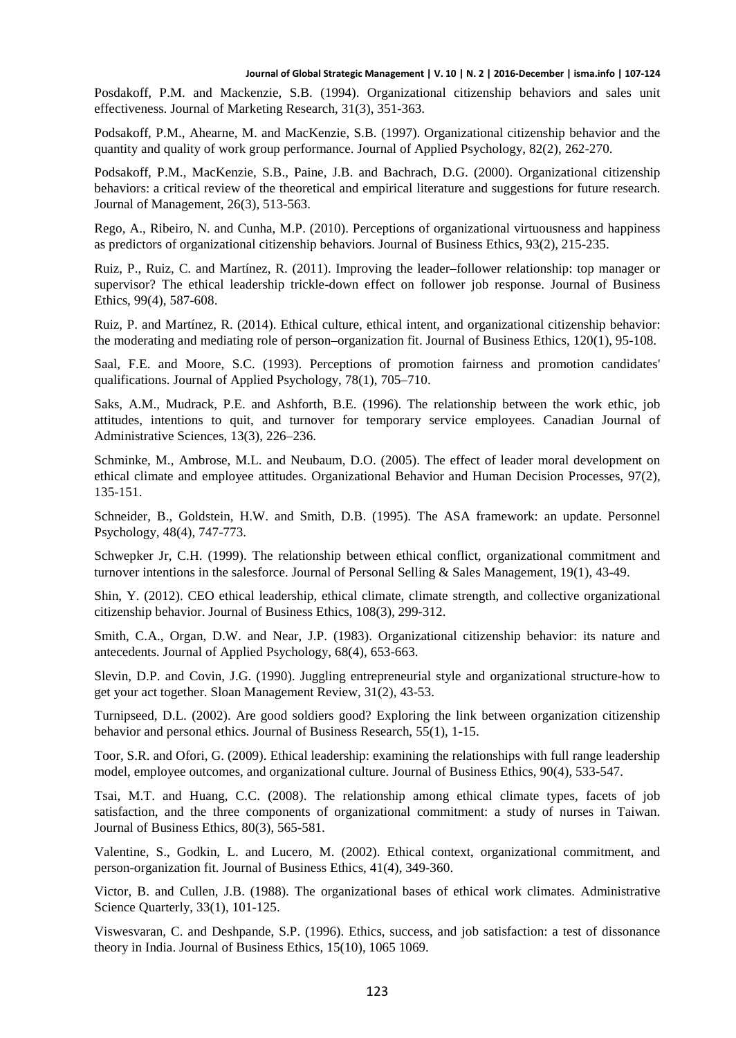Posdakoff, P.M. and Mackenzie, S.B. (1994). Organizational citizenship behaviors and sales unit effectiveness. Journal of Marketing Research, 31(3), 351-363.

Podsakoff, P.M., Ahearne, M. and MacKenzie, S.B. (1997). Organizational citizenship behavior and the quantity and quality of work group performance. Journal of Applied Psychology, 82(2), 262-270.

Podsakoff, P.M., MacKenzie, S.B., Paine, J.B. and Bachrach, D.G. (2000). Organizational citizenship behaviors: a critical review of the theoretical and empirical literature and suggestions for future research. Journal of Management, 26(3), 513-563.

Rego, A., Ribeiro, N. and Cunha, M.P. (2010). Perceptions of organizational virtuousness and happiness as predictors of organizational citizenship behaviors. Journal of Business Ethics, 93(2), 215-235.

Ruiz, P., Ruiz, C. and Martínez, R. (2011). Improving the leader–follower relationship: top manager or supervisor? The ethical leadership trickle-down effect on follower job response. Journal of Business Ethics, 99(4), 587-608.

Ruiz, P. and Martínez, R. (2014). Ethical culture, ethical intent, and organizational citizenship behavior: the moderating and mediating role of person–organization fit. Journal of Business Ethics, 120(1), 95-108.

Saal, F.E. and Moore, S.C. (1993). Perceptions of promotion fairness and promotion candidates' qualifications. Journal of Applied Psychology, 78(1), 705–710.

Saks, A.M., Mudrack, P.E. and Ashforth, B.E. (1996). The relationship between the work ethic, job attitudes, intentions to quit, and turnover for temporary service employees. Canadian Journal of Administrative Sciences, 13(3), 226–236.

Schminke, M., Ambrose, M.L. and Neubaum, D.O. (2005). The effect of leader moral development on ethical climate and employee attitudes. Organizational Behavior and Human Decision Processes, 97(2), 135-151.

Schneider, B., Goldstein, H.W. and Smith, D.B. (1995). The ASA framework: an update. Personnel Psychology, 48(4), 747-773.

Schwepker Jr, C.H. (1999). The relationship between ethical conflict, organizational commitment and turnover intentions in the salesforce. Journal of Personal Selling & Sales Management, 19(1), 43-49.

Shin, Y. (2012). CEO ethical leadership, ethical climate, climate strength, and collective organizational citizenship behavior. Journal of Business Ethics, 108(3), 299-312.

Smith, C.A., Organ, D.W. and Near, J.P. (1983). Organizational citizenship behavior: its nature and antecedents. Journal of Applied Psychology, 68(4), 653-663.

Slevin, D.P. and Covin, J.G. (1990). Juggling entrepreneurial style and organizational structure-how to get your act together. Sloan Management Review, 31(2), 43-53.

Turnipseed, D.L. (2002). Are good soldiers good? Exploring the link between organization citizenship behavior and personal ethics. Journal of Business Research, 55(1), 1-15.

Toor, S.R. and Ofori, G. (2009). Ethical leadership: examining the relationships with full range leadership model, employee outcomes, and organizational culture. Journal of Business Ethics, 90(4), 533-547.

Tsai, M.T. and Huang, C.C. (2008). The relationship among ethical climate types, facets of job satisfaction, and the three components of organizational commitment: a study of nurses in Taiwan. Journal of Business Ethics, 80(3), 565-581.

Valentine, S., Godkin, L. and Lucero, M. (2002). Ethical context, organizational commitment, and person-organization fit. Journal of Business Ethics, 41(4), 349-360.

Victor, B. and Cullen, J.B. (1988). The organizational bases of ethical work climates. Administrative Science Quarterly, 33(1), 101-125.

Viswesvaran, C. and Deshpande, S.P. (1996). Ethics, success, and job satisfaction: a test of dissonance theory in India. Journal of Business Ethics, 15(10), 1065 1069.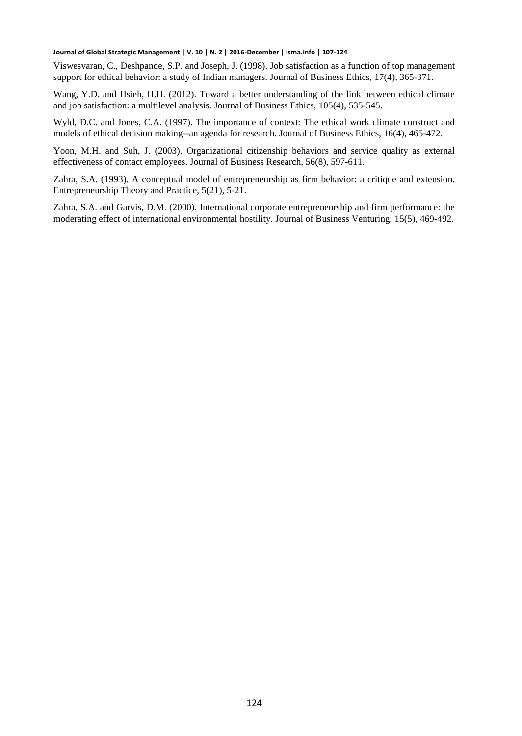Viswesvaran, C., Deshpande, S.P. and Joseph, J. (1998). Job satisfaction as a function of top management support for ethical behavior: a study of Indian managers. Journal of Business Ethics, 17(4), 365-371.

Wang, Y.D. and Hsieh, H.H. (2012). Toward a better understanding of the link between ethical climate and job satisfaction: a multilevel analysis. Journal of Business Ethics, 105(4), 535-545.

Wyld, D.C. and Jones, C.A. (1997). The importance of context: The ethical work climate construct and models of ethical decision making--an agenda for research. Journal of Business Ethics, 16(4), 465-472.

Yoon, M.H. and Suh, J. (2003). Organizational citizenship behaviors and service quality as external effectiveness of contact employees. Journal of Business Research, 56(8), 597-611.

Zahra, S.A. (1993). A conceptual model of entrepreneurship as firm behavior: a critique and extension. Entrepreneurship Theory and Practice, 5(21), 5-21.

Zahra, S.A. and Garvis, D.M. (2000). International corporate entrepreneurship and firm performance: the moderating effect of international environmental hostility. Journal of Business Venturing, 15(5), 469-492.